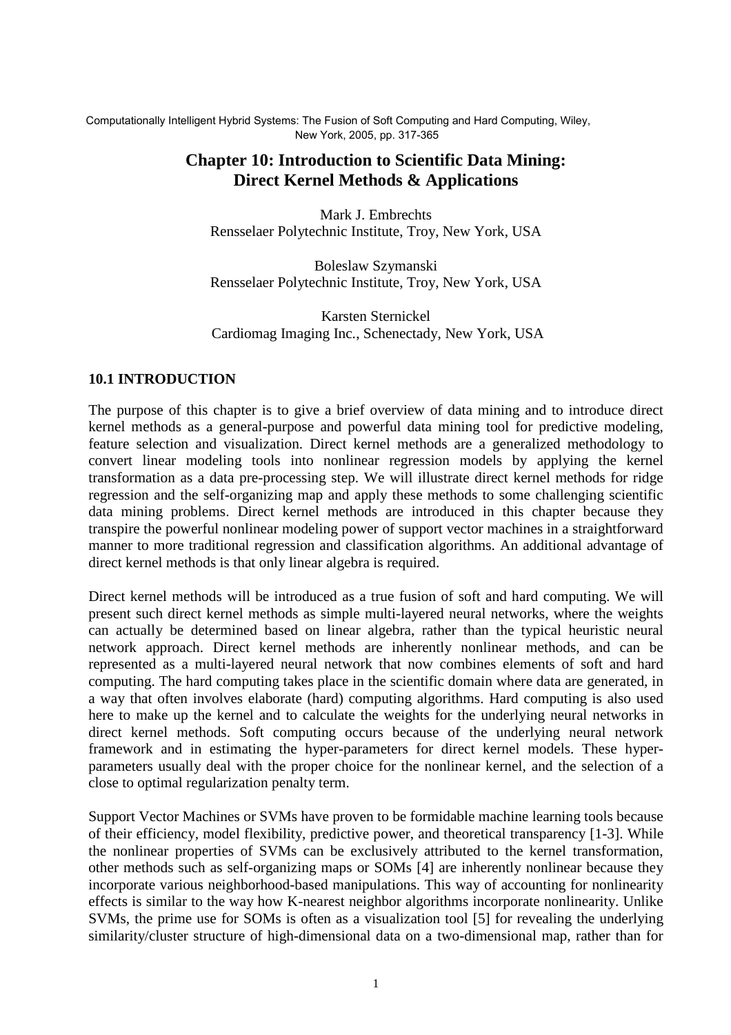Computationally Intelligent Hybrid Systems: The Fusion of Soft Computing and Hard Computing, Wiley, New York, 2005, pp. 317-365

# Chapter 10: Introduction to Scientific Data Mining: Direct Kernel Methods & Applications

Mark J. Embrechts
Rensselaer Polytechnic Institute, Troy, New York, USA

Boleslaw Szymanski
Rensselaer Polytechnic Institute, Troy, New York, USA

Karsten Sternickel
Cardiomag Imaging Inc., Schenectady, New York, USA

## 10.1 INTRODUCTION

The purpose of this chapter is to give a brief overview of data mining and to introduce direct kernel methods as a general-purpose and powerful data mining tool for predictive modeling, feature selection and visualization. Direct kernel methods are a generalized methodology to convert linear modeling tools into nonlinear regression models by applying the kernel transformation as a data pre-processing step. We will illustrate direct kernel methods for ridge regression and the self-organizing map and apply these methods to some challenging scientific data mining problems. Direct kernel methods are introduced in this chapter because they transpire the powerful nonlinear modeling power of support vector machines in a straightforward manner to more traditional regression and classification algorithms. An additional advantage of direct kernel methods is that only linear algebra is required.

Direct kernel methods will be introduced as a true fusion of soft and hard computing. We will present such direct kernel methods as simple multi-layered neural networks, where the weights can actually be determined based on linear algebra, rather than the typical heuristic neural network approach. Direct kernel methods are inherently nonlinear methods, and can be represented as a multi-layered neural network that now combines elements of soft and hard computing. The hard computing takes place in the scientific domain where data are generated, in a way that often involves elaborate (hard) computing algorithms. Hard computing is also used here to make up the kernel and to calculate the weights for the underlying neural networks in direct kernel methods. Soft computing occurs because of the underlying neural network framework and in estimating the hyper-parameters for direct kernel models. These hyper-parameters usually deal with the proper choice for the nonlinear kernel, and the selection of a close to optimal regularization penalty term.

Support Vector Machines or SVMs have proven to be formidable machine learning tools because of their efficiency, model flexibility, predictive power, and theoretical transparency [1-3]. While the nonlinear properties of SVMs can be exclusively attributed to the kernel transformation, other methods such as self-organizing maps or SOMs [4] are inherently nonlinear because they incorporate various neighborhood-based manipulations. This way of accounting for nonlinearity effects is similar to the way how K-nearest neighbor algorithms incorporate nonlinearity. Unlike SVMs, the prime use for SOMs is often as a visualization tool [5] for revealing the underlying similarity/cluster structure of high-dimensional data on a two-dimensional map, rather than for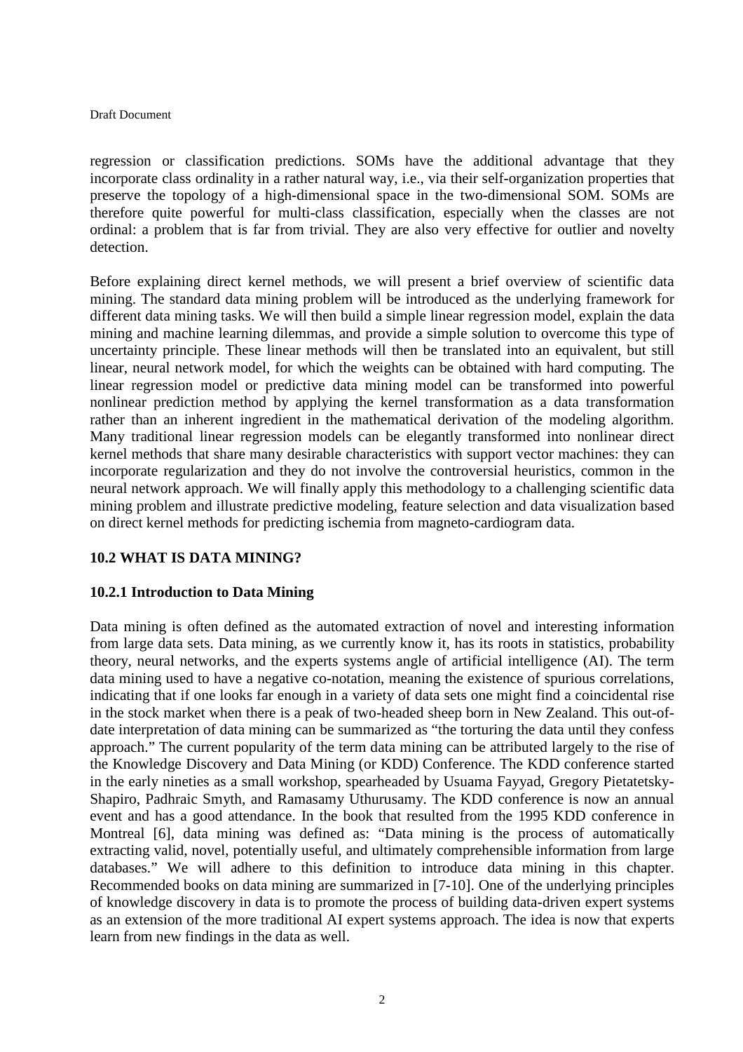regression or classification predictions. SOMs have the additional advantage that they incorporate class ordinality in a rather natural way, i.e., via their self-organization properties that preserve the topology of a high-dimensional space in the two-dimensional SOM. SOMs are therefore quite powerful for multi-class classification, especially when the classes are not ordinal: a problem that is far from trivial. They are also very effective for outlier and novelty detection.

Before explaining direct kernel methods, we will present a brief overview of scientific data mining. The standard data mining problem will be introduced as the underlying framework for different data mining tasks. We will then build a simple linear regression model, explain the data mining and machine learning dilemmas, and provide a simple solution to overcome this type of uncertainty principle. These linear methods will then be translated into an equivalent, but still linear, neural network model, for which the weights can be obtained with hard computing. The linear regression model or predictive data mining model can be transformed into powerful nonlinear prediction method by applying the kernel transformation as a data transformation rather than an inherent ingredient in the mathematical derivation of the modeling algorithm. Many traditional linear regression models can be elegantly transformed into nonlinear direct kernel methods that share many desirable characteristics with support vector machines: they can incorporate regularization and they do not involve the controversial heuristics, common in the neural network approach. We will finally apply this methodology to a challenging scientific data mining problem and illustrate predictive modeling, feature selection and data visualization based on direct kernel methods for predicting ischemia from magneto-cardiogram data.

## 10.2 WHAT IS DATA MINING?

### 10.2.1 Introduction to Data Mining

Data mining is often defined as the automated extraction of novel and interesting information from large data sets. Data mining, as we currently know it, has its roots in statistics, probability theory, neural networks, and the experts systems angle of artificial intelligence (AI). The term data mining used to have a negative co-notation, meaning the existence of spurious correlations, indicating that if one looks far enough in a variety of data sets one might find a coincidental rise in the stock market when there is a peak of two-headed sheep born in New Zealand. This out-of-date interpretation of data mining can be summarized as "the torturing the data until they confess approach." The current popularity of the term data mining can be attributed largely to the rise of the Knowledge Discovery and Data Mining (or KDD) Conference. The KDD conference started in the early nineties as a small workshop, spearheaded by Usuama Fayyad, Gregory Pietatetsky-Shapiro, Padhraic Smyth, and Ramasamy Uthurusamy. The KDD conference is now an annual event and has a good attendance. In the book that resulted from the 1995 KDD conference in Montreal [6], data mining was defined as: "Data mining is the process of automatically extracting valid, novel, potentially useful, and ultimately comprehensible information from large databases." We will adhere to this definition to introduce data mining in this chapter. Recommended books on data mining are summarized in [7-10]. One of the underlying principles of knowledge discovery in data is to promote the process of building data-driven expert systems as an extension of the more traditional AI expert systems approach. The idea is now that experts learn from new findings in the data as well.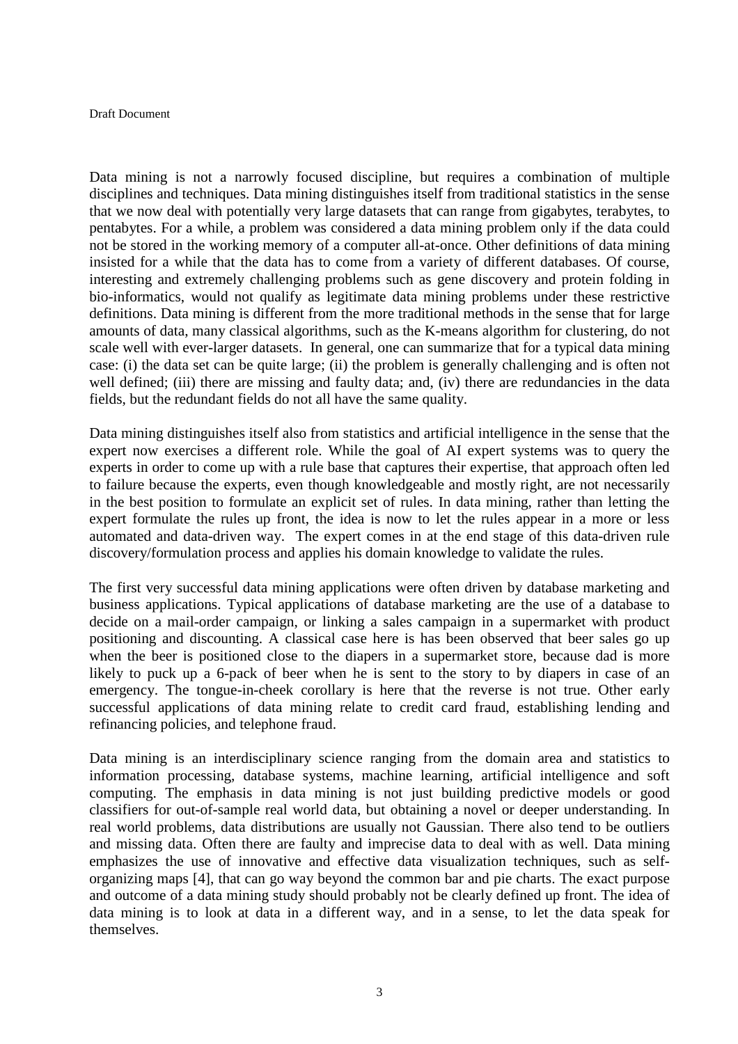Data mining is not a narrowly focused discipline, but requires a combination of multiple disciplines and techniques. Data mining distinguishes itself from traditional statistics in the sense that we now deal with potentially very large datasets that can range from gigabytes, terabytes, to pentabytes. For a while, a problem was considered a data mining problem only if the data could not be stored in the working memory of a computer all-at-once. Other definitions of data mining insisted for a while that the data has to come from a variety of different databases. Of course, interesting and extremely challenging problems such as gene discovery and protein folding in bio-informatics, would not qualify as legitimate data mining problems under these restrictive definitions. Data mining is different from the more traditional methods in the sense that for large amounts of data, many classical algorithms, such as the K-means algorithm for clustering, do not scale well with ever-larger datasets. In general, one can summarize that for a typical data mining case: (i) the data set can be quite large; (ii) the problem is generally challenging and is often not well defined; (iii) there are missing and faulty data; and, (iv) there are redundancies in the data fields, but the redundant fields do not all have the same quality.

Data mining distinguishes itself also from statistics and artificial intelligence in the sense that the expert now exercises a different role. While the goal of AI expert systems was to query the experts in order to come up with a rule base that captures their expertise, that approach often led to failure because the experts, even though knowledgeable and mostly right, are not necessarily in the best position to formulate an explicit set of rules. In data mining, rather than letting the expert formulate the rules up front, the idea is now to let the rules appear in a more or less automated and data-driven way. The expert comes in at the end stage of this data-driven rule discovery/formulation process and applies his domain knowledge to validate the rules.

The first very successful data mining applications were often driven by database marketing and business applications. Typical applications of database marketing are the use of a database to decide on a mail-order campaign, or linking a sales campaign in a supermarket with product positioning and discounting. A classical case here is has been observed that beer sales go up when the beer is positioned close to the diapers in a supermarket store, because dad is more likely to puck up a 6-pack of beer when he is sent to the story to by diapers in case of an emergency. The tongue-in-cheek corollary is here that the reverse is not true. Other early successful applications of data mining relate to credit card fraud, establishing lending and refinancing policies, and telephone fraud.

Data mining is an interdisciplinary science ranging from the domain area and statistics to information processing, database systems, machine learning, artificial intelligence and soft computing. The emphasis in data mining is not just building predictive models or good classifiers for out-of-sample real world data, but obtaining a novel or deeper understanding. In real world problems, data distributions are usually not Gaussian. There also tend to be outliers and missing data. Often there are faulty and imprecise data to deal with as well. Data mining emphasizes the use of innovative and effective data visualization techniques, such as self-organizing maps [4], that can go way beyond the common bar and pie charts. The exact purpose and outcome of a data mining study should probably not be clearly defined up front. The idea of data mining is to look at data in a different way, and in a sense, to let the data speak for themselves.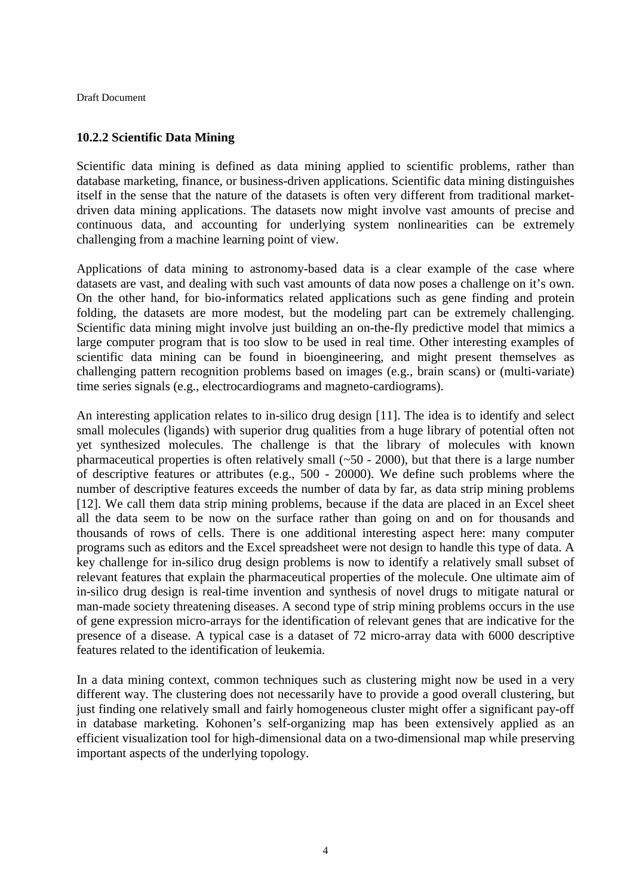### 10.2.2 Scientific Data Mining

Scientific data mining is defined as data mining applied to scientific problems, rather than database marketing, finance, or business-driven applications. Scientific data mining distinguishes itself in the sense that the nature of the datasets is often very different from traditional market-driven data mining applications. The datasets now might involve vast amounts of precise and continuous data, and accounting for underlying system nonlinearities can be extremely challenging from a machine learning point of view.

Applications of data mining to astronomy-based data is a clear example of the case where datasets are vast, and dealing with such vast amounts of data now poses a challenge on it's own. On the other hand, for bio-informatics related applications such as gene finding and protein folding, the datasets are more modest, but the modeling part can be extremely challenging. Scientific data mining might involve just building an on-the-fly predictive model that mimics a large computer program that is too slow to be used in real time. Other interesting examples of scientific data mining can be found in bioengineering, and might present themselves as challenging pattern recognition problems based on images (e.g., brain scans) or (multi-variate) time series signals (e.g., electrocardiograms and magneto-cardiograms).

An interesting application relates to in-silico drug design [11]. The idea is to identify and select small molecules (ligands) with superior drug qualities from a huge library of potential often not yet synthesized molecules. The challenge is that the library of molecules with known pharmaceutical properties is often relatively small (~50 - 2000), but that there is a large number of descriptive features or attributes (e.g., 500 - 20000). We define such problems where the number of descriptive features exceeds the number of data by far, as data strip mining problems [12]. We call them data strip mining problems, because if the data are placed in an Excel sheet all the data seem to be now on the surface rather than going on and on for thousands and thousands of rows of cells. There is one additional interesting aspect here: many computer programs such as editors and the Excel spreadsheet were not design to handle this type of data. A key challenge for in-silico drug design problems is now to identify a relatively small subset of relevant features that explain the pharmaceutical properties of the molecule. One ultimate aim of in-silico drug design is real-time invention and synthesis of novel drugs to mitigate natural or man-made society threatening diseases. A second type of strip mining problems occurs in the use of gene expression micro-arrays for the identification of relevant genes that are indicative for the presence of a disease. A typical case is a dataset of 72 micro-array data with 6000 descriptive features related to the identification of leukemia.

In a data mining context, common techniques such as clustering might now be used in a very different way. The clustering does not necessarily have to provide a good overall clustering, but just finding one relatively small and fairly homogeneous cluster might offer a significant pay-off in database marketing. Kohonen's self-organizing map has been extensively applied as an efficient visualization tool for high-dimensional data on a two-dimensional map while preserving important aspects of the underlying topology.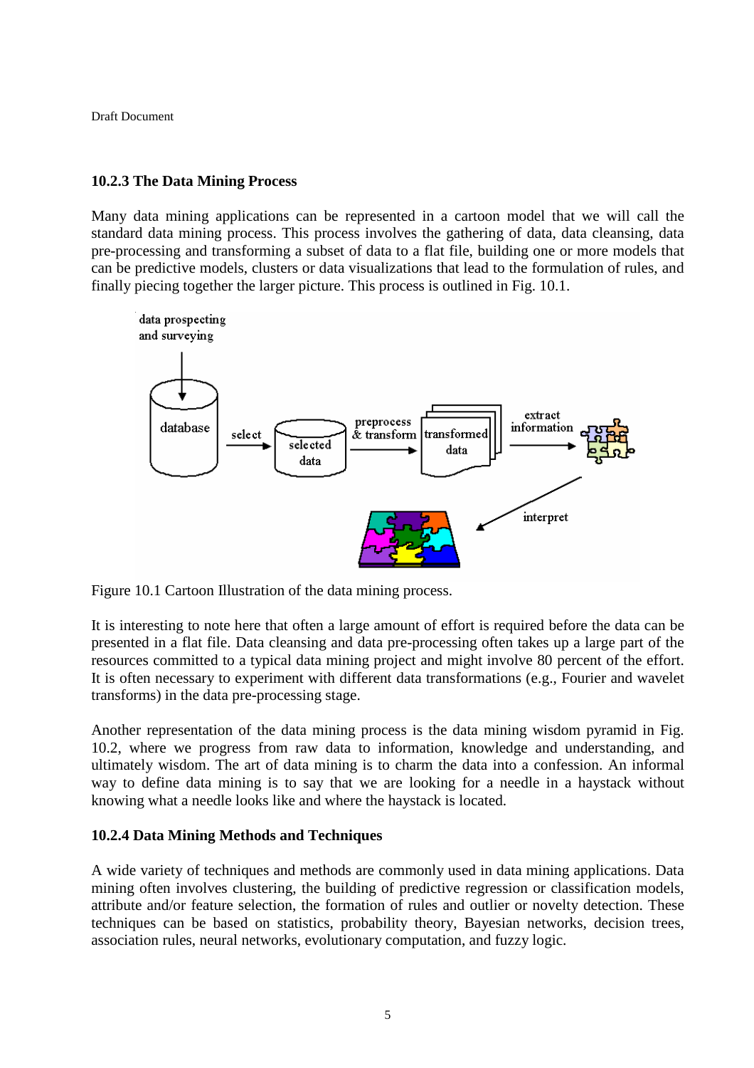### 10.2.3 The Data Mining Process

Many data mining applications can be represented in a cartoon model that we will call the standard data mining process. This process involves the gathering of data, data cleansing, data pre-processing and transforming a subset of data to a flat file, building one or more models that can be predictive models, clusters or data visualizations that lead to the formulation of rules, and finally piecing together the larger picture. This process is outlined in Fig. 10.1.

Figure 10.1 Cartoon Illustration of the data mining process.

It is interesting to note here that often a large amount of effort is required before the data can be presented in a flat file. Data cleansing and data pre-processing often takes up a large part of the resources committed to a typical data mining project and might involve 80 percent of the effort. It is often necessary to experiment with different data transformations (e.g., Fourier and wavelet transforms) in the data pre-processing stage.

Another representation of the data mining process is the data mining wisdom pyramid in Fig. 10.2, where we progress from raw data to information, knowledge and understanding, and ultimately wisdom. The art of data mining is to charm the data into a confession. An informal way to define data mining is to say that we are looking for a needle in a haystack without knowing what a needle looks like and where the haystack is located.

### 10.2.4 Data Mining Methods and Techniques

A wide variety of techniques and methods are commonly used in data mining applications. Data mining often involves clustering, the building of predictive regression or classification models, attribute and/or feature selection, the formation of rules and outlier or novelty detection. These techniques can be based on statistics, probability theory, Bayesian networks, decision trees, association rules, neural networks, evolutionary computation, and fuzzy logic.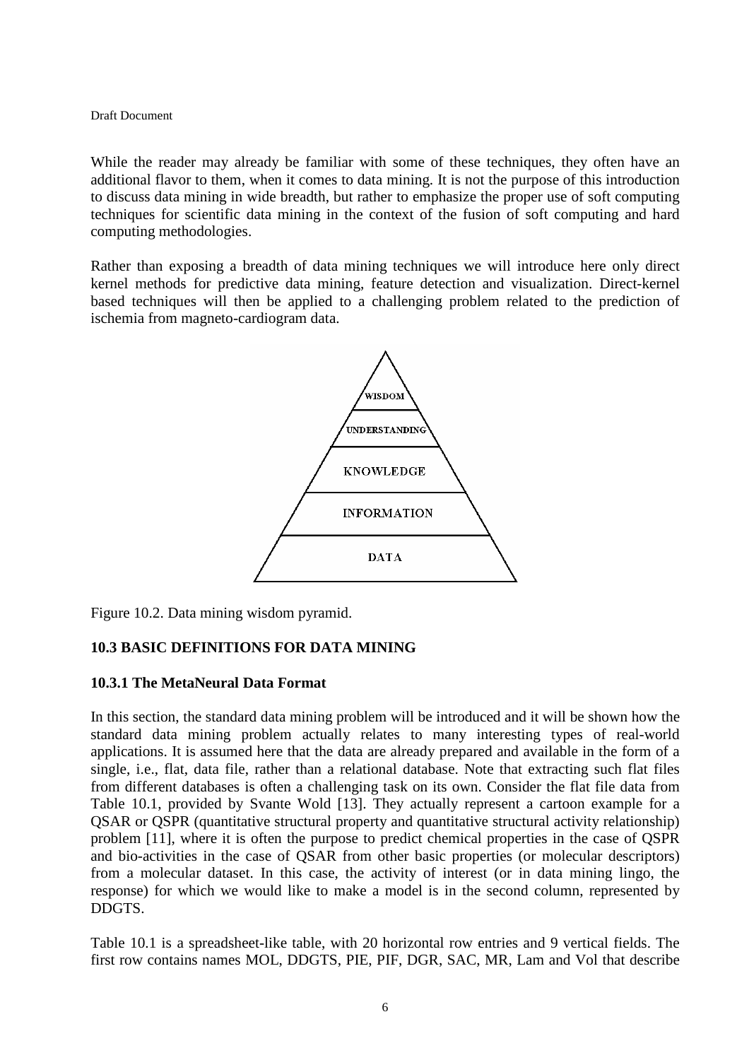While the reader may already be familiar with some of these techniques, they often have an additional flavor to them, when it comes to data mining. It is not the purpose of this introduction to discuss data mining in wide breadth, but rather to emphasize the proper use of soft computing techniques for scientific data mining in the context of the fusion of soft computing and hard computing methodologies.

Rather than exposing a breadth of data mining techniques we will introduce here only direct kernel methods for predictive data mining, feature detection and visualization. Direct-kernel based techniques will then be applied to a challenging problem related to the prediction of ischemia from magneto-cardiogram data.

Figure 10.2. Data mining wisdom pyramid.

### 10.3 BASIC DEFINITIONS FOR DATA MINING

#### 10.3.1 The MetaNeural Data Format

In this section, the standard data mining problem will be introduced and it will be shown how the standard data mining problem actually relates to many interesting types of real-world applications. It is assumed here that the data are already prepared and available in the form of a single, i.e., flat, data file, rather than a relational database. Note that extracting such flat files from different databases is often a challenging task on its own. Consider the flat file data from Table 10.1, provided by Svante Wold [13]. They actually represent a cartoon example for a QSAR or QSPR (quantitative structural property and quantitative structural activity relationship) problem [11], where it is often the purpose to predict chemical properties in the case of QSPR and bio-activities in the case of QSAR from other basic properties (or molecular descriptors) from a molecular dataset. In this case, the activity of interest (or in data mining lingo, the response) for which we would like to make a model is in the second column, represented by DDGTS.

Table 10.1 is a spreadsheet-like table, with 20 horizontal row entries and 9 vertical fields. The first row contains names MOL, DDGTS, PIE, PIF, DGR, SAC, MR, Lam and Vol that describe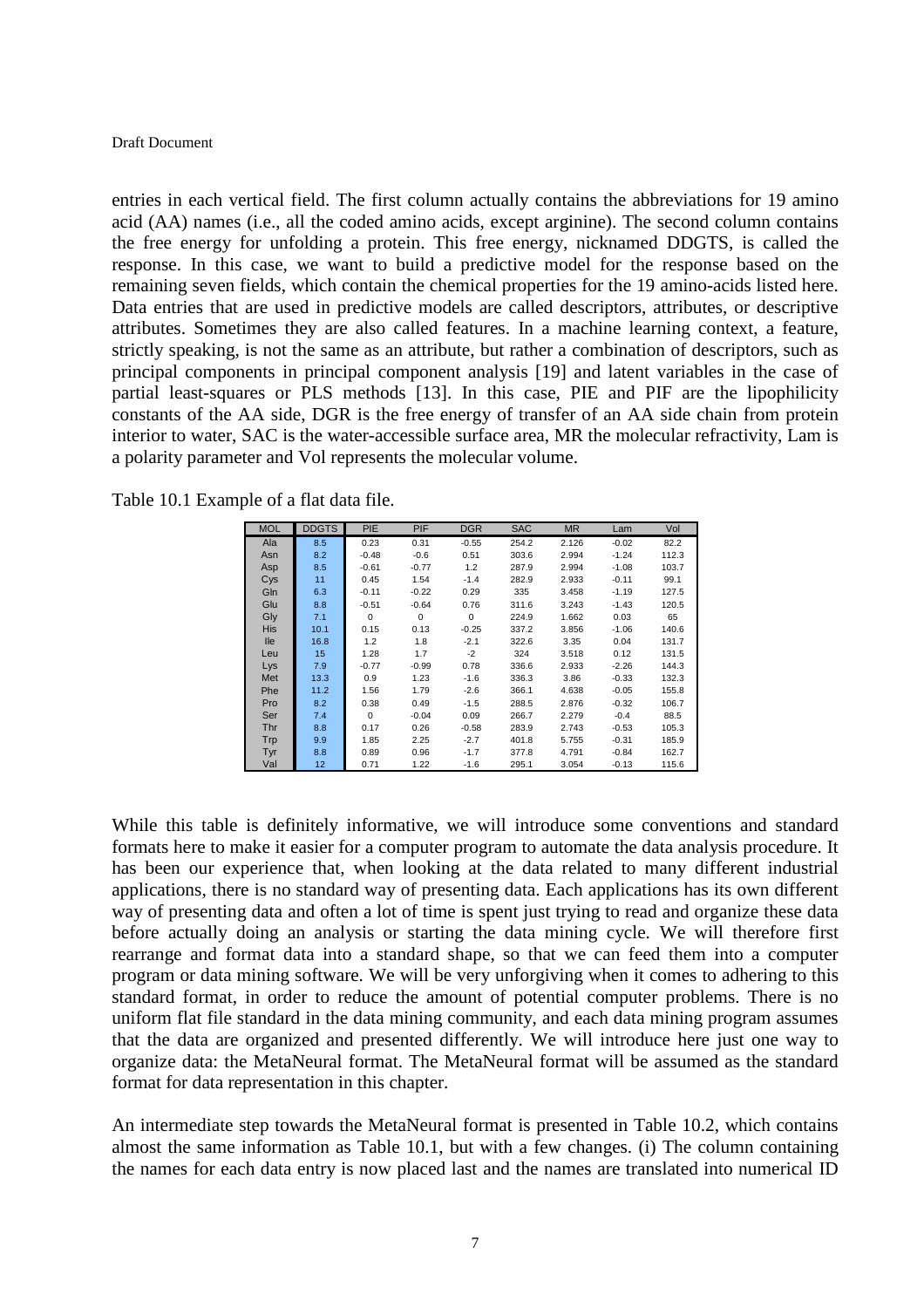entries in each vertical field. The first column actually contains the abbreviations for 19 amino acid (AA) names (i.e., all the coded amino acids, except arginine). The second column contains the free energy for unfolding a protein. This free energy, nicknamed DDGTS, is called the response. In this case, we want to build a predictive model for the response based on the remaining seven fields, which contain the chemical properties for the 19 amino-acids listed here. Data entries that are used in predictive models are called descriptors, attributes, or descriptive attributes. Sometimes they are also called features. In a machine learning context, a feature, strictly speaking, is not the same as an attribute, but rather a combination of descriptors, such as principal components in principal component analysis [19] and latent variables in the case of partial least-squares or PLS methods [13]. In this case, PIE and PIF are the lipophilicity constants of the AA side, DGR is the free energy of transfer of an AA side chain from protein interior to water, SAC is the water-accessible surface area, MR the molecular refractivity, Lam is a polarity parameter and Vol represents the molecular volume.

Table 10.1 Example of a flat data file.

| MOL | DDGTS | PIE | PIF | DGR | SAC | MR | Lam | Vol |
|---|---|---|---|---|---|---|---|---|
| Ala | 8.5 | 0.23 | 0.31 | -0.55 | 254.2 | 2.126 | -0.02 | 82.2 |
| Asn | 8.2 | -0.48 | -0.6 | 0.51 | 303.6 | 2.994 | -1.24 | 112.3 |
| Asp | 8.5 | -0.61 | -0.77 | 1.2 | 287.9 | 2.994 | -1.08 | 103.7 |
| Cys | 11 | 0.45 | 1.54 | -1.4 | 282.9 | 2.933 | -0.11 | 99.1 |
| Gln | 6.3 | -0.11 | -0.22 | 0.29 | 335 | 3.458 | -1.19 | 127.5 |
| Glu | 8.8 | -0.51 | -0.64 | 0.76 | 311.6 | 3.243 | -1.43 | 120.5 |
| Gly | 7.1 | 0 | 0 | 0 | 224.9 | 1.662 | 0.03 | 65 |
| His | 10.1 | 0.15 | 0.13 | -0.25 | 337.2 | 3.856 | -1.06 | 140.6 |
| Ile | 16.8 | 1.2 | 1.8 | -2.1 | 322.6 | 3.35 | 0.04 | 131.7 |
| Leu | 15 | 1.28 | 1.7 | -2 | 324 | 3.518 | 0.12 | 131.5 |
| Lys | 7.9 | -0.77 | -0.99 | 0.78 | 336.6 | 2.933 | -2.26 | 144.3 |
| Met | 13.3 | 0.9 | 1.23 | -1.6 | 336.3 | 3.86 | -0.33 | 132.3 |
| Phe | 11.2 | 1.56 | 1.79 | -2.6 | 366.1 | 4.638 | -0.05 | 155.8 |
| Pro | 8.2 | 0.38 | 0.49 | -1.5 | 288.5 | 2.876 | -0.32 | 106.7 |
| Ser | 7.4 | 0 | -0.04 | 0.09 | 266.7 | 2.279 | -0.4 | 88.5 |
| Thr | 8.8 | 0.17 | 0.26 | -0.58 | 283.9 | 2.743 | -0.53 | 105.3 |
| Trp | 9.9 | 1.85 | 2.25 | -2.7 | 401.8 | 5.755 | -0.31 | 185.9 |
| Tyr | 8.8 | 0.89 | 0.96 | -1.7 | 377.8 | 4.791 | -0.84 | 162.7 |
| Val | 12 | 0.71 | 1.22 | -1.6 | 295.1 | 3.054 | -0.13 | 115.6 |

While this table is definitely informative, we will introduce some conventions and standard formats here to make it easier for a computer program to automate the data analysis procedure. It has been our experience that, when looking at the data related to many different industrial applications, there is no standard way of presenting data. Each applications has its own different way of presenting data and often a lot of time is spent just trying to read and organize these data before actually doing an analysis or starting the data mining cycle. We will therefore first rearrange and format data into a standard shape, so that we can feed them into a computer program or data mining software. We will be very unforgiving when it comes to adhering to this standard format, in order to reduce the amount of potential computer problems. There is no uniform flat file standard in the data mining community, and each data mining program assumes that the data are organized and presented differently. We will introduce here just one way to organize data: the MetaNeural format. The MetaNeural format will be assumed as the standard format for data representation in this chapter.

An intermediate step towards the MetaNeural format is presented in Table 10.2, which contains almost the same information as Table 10.1, but with a few changes. (i) The column containing the names for each data entry is now placed last and the names are translated into numerical ID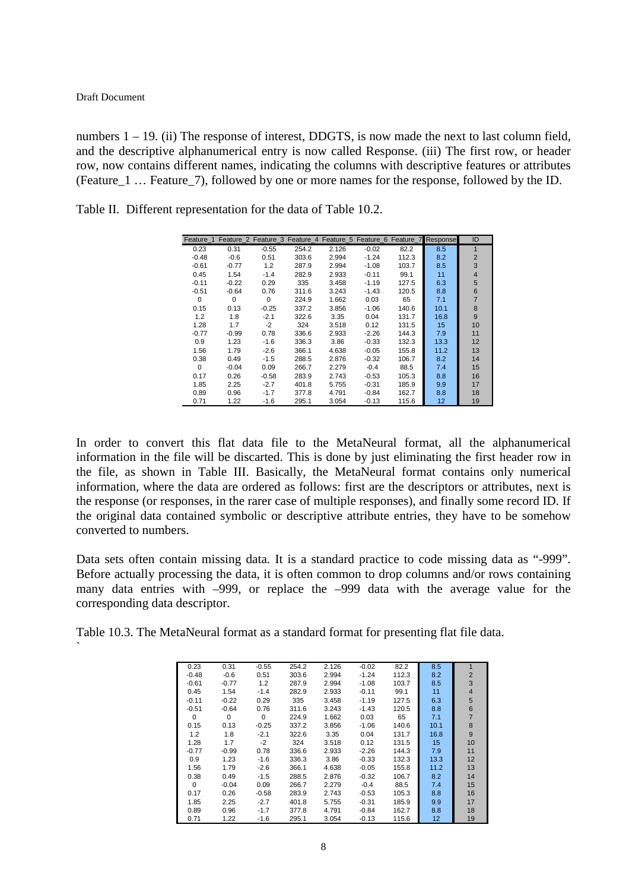numbers 1 – 19. (ii) The response of interest, DDGTS, is now made the next to last column field, and the descriptive alphanumerical entry is now called Response. (iii) The first row, or header row, now contains different names, indicating the columns with descriptive features or attributes (Feature_1 … Feature_7), followed by one or more names for the response, followed by the ID.

Table II. Different representation for the data of Table 10.2.

| Feature_1 | Feature_2 | Feature_3 | Feature_4 | Feature_5 | Feature_6 | Feature_7 | Response | ID |
|---|---|---|---|---|---|---|---|---|
| 0.23 | 0.31 | -0.55 | 254.2 | 2.126 | -0.02 | 82.2 | 8.5 | 1 |
| -0.48 | -0.6 | 0.51 | 303.6 | 2.994 | -1.24 | 112.3 | 8.2 | 2 |
| -0.61 | -0.77 | 1.2 | 287.9 | 2.994 | -1.08 | 103.7 | 8.5 | 3 |
| 0.45 | 1.54 | -1.4 | 282.9 | 2.933 | -0.11 | 99.1 | 11 | 4 |
| -0.11 | -0.22 | 0.29 | 335 | 3.458 | -1.19 | 127.5 | 6.3 | 5 |
| -0.51 | -0.64 | 0.76 | 311.6 | 3.243 | -1.43 | 120.5 | 8.8 | 6 |
| 0 | 0 | 0 | 224.9 | 1.662 | 0.03 | 65 | 7.1 | 7 |
| 0.15 | 0.13 | -0.25 | 337.2 | 3.856 | -1.06 | 140.6 | 10.1 | 8 |
| 1.2 | 1.8 | -2.1 | 322.6 | 3.35 | 0.04 | 131.7 | 16.8 | 9 |
| 1.28 | 1.7 | -2 | 324 | 3.518 | 0.12 | 131.5 | 15 | 10 |
| -0.77 | -0.99 | 0.78 | 336.6 | 2.933 | -2.26 | 144.3 | 7.9 | 11 |
| 0.9 | 1.23 | -1.6 | 336.3 | 3.86 | -0.33 | 132.3 | 13.3 | 12 |
| 1.56 | 1.79 | -2.6 | 366.1 | 4.638 | -0.05 | 155.8 | 11.2 | 13 |
| 0.38 | 0.49 | -1.5 | 288.5 | 2.876 | -0.32 | 106.7 | 8.2 | 14 |
| 0 | -0.04 | 0.09 | 266.7 | 2.279 | -0.4 | 88.5 | 7.4 | 15 |
| 0.17 | 0.26 | -0.58 | 283.9 | 2.743 | -0.53 | 105.3 | 8.8 | 16 |
| 1.85 | 2.25 | -2.7 | 401.8 | 5.755 | -0.31 | 185.9 | 9.9 | 17 |
| 0.89 | 0.96 | -1.7 | 377.8 | 4.791 | -0.84 | 162.7 | 8.8 | 18 |
| 0.71 | 1.22 | -1.6 | 295.1 | 3.054 | -0.13 | 115.6 | 12 | 19 |

In order to convert this flat data file to the MetaNeural format, all the alphanumerical information in the file will be discarted. This is done by just eliminating the first header row in the file, as shown in Table III. Basically, the MetaNeural format contains only numerical information, where the data are ordered as follows: first are the descriptors or attributes, next is the response (or responses, in the rarer case of multiple responses), and finally some record ID. If the original data contained symbolic or descriptive attribute entries, they have to be somehow converted to numbers.

Data sets often contain missing data. It is a standard practice to code missing data as "-999". Before actually processing the data, it is often common to drop columns and/or rows containing many data entries with –999, or replace the –999 data with the average value for the corresponding data descriptor.

Table 10.3. The MetaNeural format as a standard format for presenting flat file data.

`

| | | | | | | | | |
|---|---|---|---|---|---|---|---|---|
| 0.23 | 0.31 | -0.55 | 254.2 | 2.126 | -0.02 | 82.2 | 8.5 | 1 |
| -0.48 | -0.6 | 0.51 | 303.6 | 2.994 | -1.24 | 112.3 | 8.2 | 2 |
| -0.61 | -0.77 | 1.2 | 287.9 | 2.994 | -1.08 | 103.7 | 8.5 | 3 |
| 0.45 | 1.54 | -1.4 | 282.9 | 2.933 | -0.11 | 99.1 | 11 | 4 |
| -0.11 | -0.22 | 0.29 | 335 | 3.458 | -1.19 | 127.5 | 6.3 | 5 |
| -0.51 | -0.64 | 0.76 | 311.6 | 3.243 | -1.43 | 120.5 | 8.8 | 6 |
| 0 | 0 | 0 | 224.9 | 1.662 | 0.03 | 65 | 7.1 | 7 |
| 0.15 | 0.13 | -0.25 | 337.2 | 3.856 | -1.06 | 140.6 | 10.1 | 8 |
| 1.2 | 1.8 | -2.1 | 322.6 | 3.35 | 0.04 | 131.7 | 16.8 | 9 |
| 1.28 | 1.7 | -2 | 324 | 3.518 | 0.12 | 131.5 | 15 | 10 |
| -0.77 | -0.99 | 0.78 | 336.6 | 2.933 | -2.26 | 144.3 | 7.9 | 11 |
| 0.9 | 1.23 | -1.6 | 336.3 | 3.86 | -0.33 | 132.3 | 13.3 | 12 |
| 1.56 | 1.79 | -2.6 | 366.1 | 4.638 | -0.05 | 155.8 | 11.2 | 13 |
| 0.38 | 0.49 | -1.5 | 288.5 | 2.876 | -0.32 | 106.7 | 8.2 | 14 |
| 0 | -0.04 | 0.09 | 266.7 | 2.279 | -0.4 | 88.5 | 7.4 | 15 |
| 0.17 | 0.26 | -0.58 | 283.9 | 2.743 | -0.53 | 105.3 | 8.8 | 16 |
| 1.85 | 2.25 | -2.7 | 401.8 | 5.755 | -0.31 | 185.9 | 9.9 | 17 |
| 0.89 | 0.96 | -1.7 | 377.8 | 4.791 | -0.84 | 162.7 | 8.8 | 18 |
| 0.71 | 1.22 | -1.6 | 295.1 | 3.054 | -0.13 | 115.6 | 12 | 19 |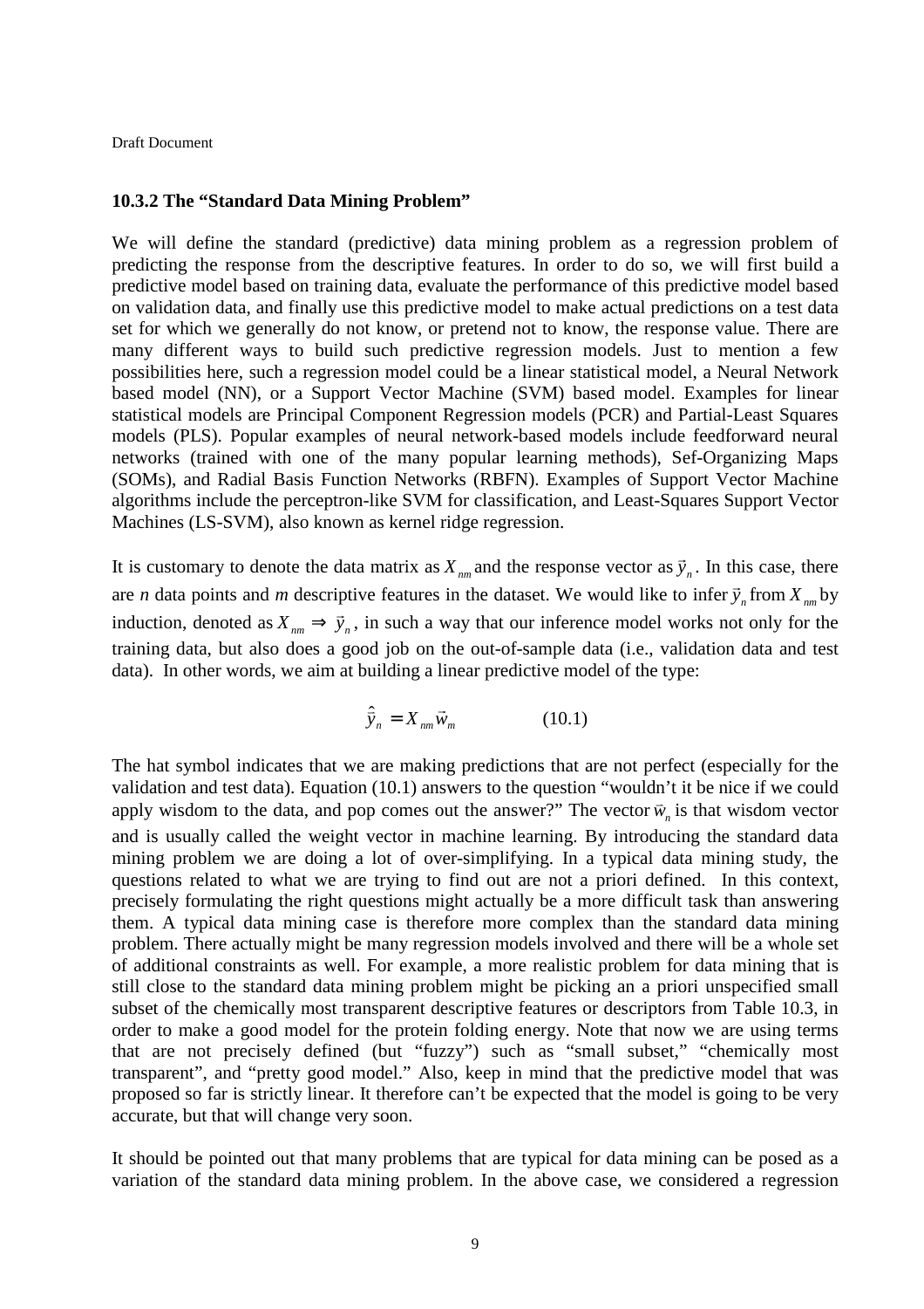### 10.3.2 The "Standard Data Mining Problem"

We will define the standard (predictive) data mining problem as a regression problem of predicting the response from the descriptive features. In order to do so, we will first build a predictive model based on training data, evaluate the performance of this predictive model based on validation data, and finally use this predictive model to make actual predictions on a test data set for which we generally do not know, or pretend not to know, the response value. There are many different ways to build such predictive regression models. Just to mention a few possibilities here, such a regression model could be a linear statistical model, a Neural Network based model (NN), or a Support Vector Machine (SVM) based model. Examples for linear statistical models are Principal Component Regression models (PCR) and Partial-Least Squares models (PLS). Popular examples of neural network-based models include feedforward neural networks (trained with one of the many popular learning methods), Sef-Organizing Maps (SOMs), and Radial Basis Function Networks (RBFN). Examples of Support Vector Machine algorithms include the perceptron-like SVM for classification, and Least-Squares Support Vector Machines (LS-SVM), also known as kernel ridge regression.

It is customary to denote the data matrix as $X_{nm}$ and the response vector as $\vec{y}_n$. In this case, there are *n* data points and *m* descriptive features in the dataset. We would like to infer $\vec{y}_n$ from $X_{nm}$ by induction, denoted as $X_{nm} \Rightarrow \vec{y}_n$, in such a way that our inference model works not only for the training data, but also does a good job on the out-of-sample data (i.e., validation data and test data). In other words, we aim at building a linear predictive model of the type:

$$\hat{\vec{y}}_n = X_{nm}\vec{w}_m \qquad (10.1)$$

The hat symbol indicates that we are making predictions that are not perfect (especially for the validation and test data). Equation (10.1) answers to the question "wouldn't it be nice if we could apply wisdom to the data, and pop comes out the answer?" The vector $\vec{w}_n$ is that wisdom vector and is usually called the weight vector in machine learning. By introducing the standard data mining problem we are doing a lot of over-simplifying. In a typical data mining study, the questions related to what we are trying to find out are not a priori defined. In this context, precisely formulating the right questions might actually be a more difficult task than answering them. A typical data mining case is therefore more complex than the standard data mining problem. There actually might be many regression models involved and there will be a whole set of additional constraints as well. For example, a more realistic problem for data mining that is still close to the standard data mining problem might be picking an a priori unspecified small subset of the chemically most transparent descriptive features or descriptors from Table 10.3, in order to make a good model for the protein folding energy. Note that now we are using terms that are not precisely defined (but "fuzzy") such as "small subset," "chemically most transparent", and "pretty good model." Also, keep in mind that the predictive model that was proposed so far is strictly linear. It therefore can't be expected that the model is going to be very accurate, but that will change very soon.

It should be pointed out that many problems that are typical for data mining can be posed as a variation of the standard data mining problem. In the above case, we considered a regression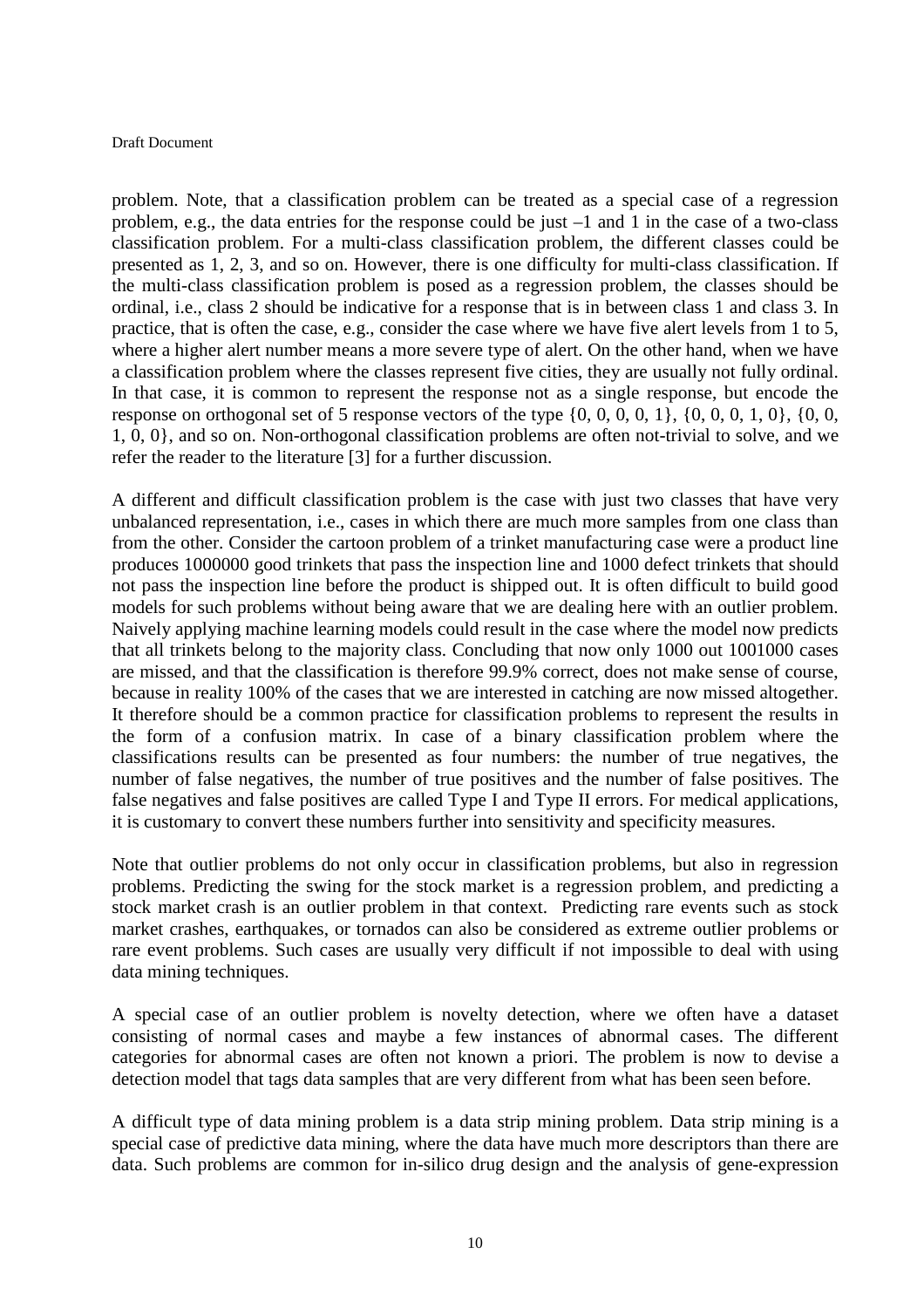problem. Note, that a classification problem can be treated as a special case of a regression problem, e.g., the data entries for the response could be just –1 and 1 in the case of a two-class classification problem. For a multi-class classification problem, the different classes could be presented as 1, 2, 3, and so on. However, there is one difficulty for multi-class classification. If the multi-class classification problem is posed as a regression problem, the classes should be ordinal, i.e., class 2 should be indicative for a response that is in between class 1 and class 3. In practice, that is often the case, e.g., consider the case where we have five alert levels from 1 to 5, where a higher alert number means a more severe type of alert. On the other hand, when we have a classification problem where the classes represent five cities, they are usually not fully ordinal. In that case, it is common to represent the response not as a single response, but encode the response on orthogonal set of 5 response vectors of the type {0, 0, 0, 0, 1}, {0, 0, 0, 1, 0}, {0, 0, 1, 0, 0}, and so on. Non-orthogonal classification problems are often not-trivial to solve, and we refer the reader to the literature [3] for a further discussion.

A different and difficult classification problem is the case with just two classes that have very unbalanced representation, i.e., cases in which there are much more samples from one class than from the other. Consider the cartoon problem of a trinket manufacturing case were a product line produces 1000000 good trinkets that pass the inspection line and 1000 defect trinkets that should not pass the inspection line before the product is shipped out. It is often difficult to build good models for such problems without being aware that we are dealing here with an outlier problem. Naively applying machine learning models could result in the case where the model now predicts that all trinkets belong to the majority class. Concluding that now only 1000 out 1001000 cases are missed, and that the classification is therefore 99.9% correct, does not make sense of course, because in reality 100% of the cases that we are interested in catching are now missed altogether. It therefore should be a common practice for classification problems to represent the results in the form of a confusion matrix. In case of a binary classification problem where the classifications results can be presented as four numbers: the number of true negatives, the number of false negatives, the number of true positives and the number of false positives. The false negatives and false positives are called Type I and Type II errors. For medical applications, it is customary to convert these numbers further into sensitivity and specificity measures.

Note that outlier problems do not only occur in classification problems, but also in regression problems. Predicting the swing for the stock market is a regression problem, and predicting a stock market crash is an outlier problem in that context. Predicting rare events such as stock market crashes, earthquakes, or tornados can also be considered as extreme outlier problems or rare event problems. Such cases are usually very difficult if not impossible to deal with using data mining techniques.

A special case of an outlier problem is novelty detection, where we often have a dataset consisting of normal cases and maybe a few instances of abnormal cases. The different categories for abnormal cases are often not known a priori. The problem is now to devise a detection model that tags data samples that are very different from what has been seen before.

A difficult type of data mining problem is a data strip mining problem. Data strip mining is a special case of predictive data mining, where the data have much more descriptors than there are data. Such problems are common for in-silico drug design and the analysis of gene-expression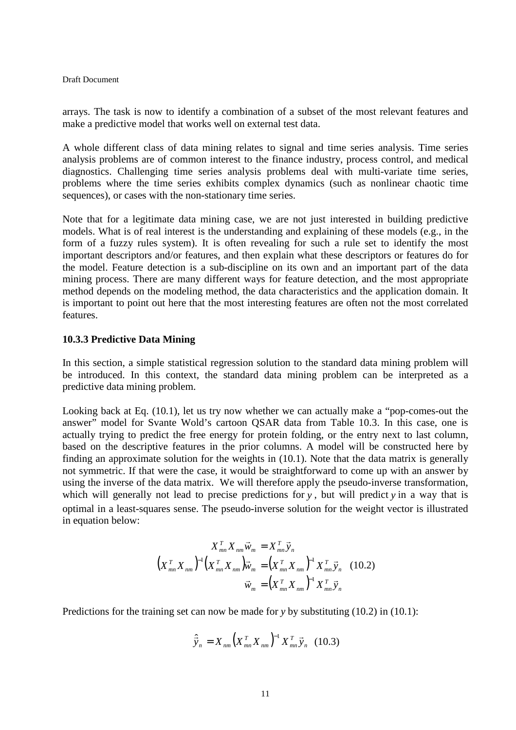arrays. The task is now to identify a combination of a subset of the most relevant features and make a predictive model that works well on external test data.

A whole different class of data mining relates to signal and time series analysis. Time series analysis problems are of common interest to the finance industry, process control, and medical diagnostics. Challenging time series analysis problems deal with multi-variate time series, problems where the time series exhibits complex dynamics (such as nonlinear chaotic time sequences), or cases with the non-stationary time series.

Note that for a legitimate data mining case, we are not just interested in building predictive models. What is of real interest is the understanding and explaining of these models (e.g., in the form of a fuzzy rules system). It is often revealing for such a rule set to identify the most important descriptors and/or features, and then explain what these descriptors or features do for the model. Feature detection is a sub-discipline on its own and an important part of the data mining process. There are many different ways for feature detection, and the most appropriate method depends on the modeling method, the data characteristics and the application domain. It is important to point out here that the most interesting features are often not the most correlated features.

### 10.3.3 Predictive Data Mining

In this section, a simple statistical regression solution to the standard data mining problem will be introduced. In this context, the standard data mining problem can be interpreted as a predictive data mining problem.

Looking back at Eq. (10.1), let us try now whether we can actually make a "pop-comes-out the answer" model for Svante Wold's cartoon QSAR data from Table 10.3. In this case, one is actually trying to predict the free energy for protein folding, or the entry next to last column, based on the descriptive features in the prior columns. A model will be constructed here by finding an approximate solution for the weights in (10.1). Note that the data matrix is generally not symmetric. If that were the case, it would be straightforward to come up with an answer by using the inverse of the data matrix. We will therefore apply the pseudo-inverse transformation, which will generally not lead to precise predictions for $y$, but will predict $y$ in a way that is optimal in a least-squares sense. The pseudo-inverse solution for the weight vector is illustrated in equation below:

$$\begin{aligned} X_{mn}^{T} X_{nm} \vec{w}_{m} &= X_{mn}^{T} \vec{y}_{n} \\ \left( X_{mn}^{T} X_{nm} \right)^{-1} \left( X_{mn}^{T} X_{nm} \right) \vec{w}_{m} &= \left( X_{mn}^{T} X_{nm} \right)^{-1} X_{mn}^{T} \vec{y}_{n} \\ \vec{w}_{m} &= \left( X_{mn}^{T} X_{nm} \right)^{-1} X_{mn}^{T} \vec{y}_{n} \end{aligned} \quad (10.2)$$

Predictions for the training set can now be made for $y$ by substituting (10.2) in (10.1):

$$\hat{\vec{y}}_{n} = X_{nm} \left( X_{mn}^{T} X_{nm} \right)^{-1} X_{mn}^{T} \vec{y}_{n} \quad (10.3)$$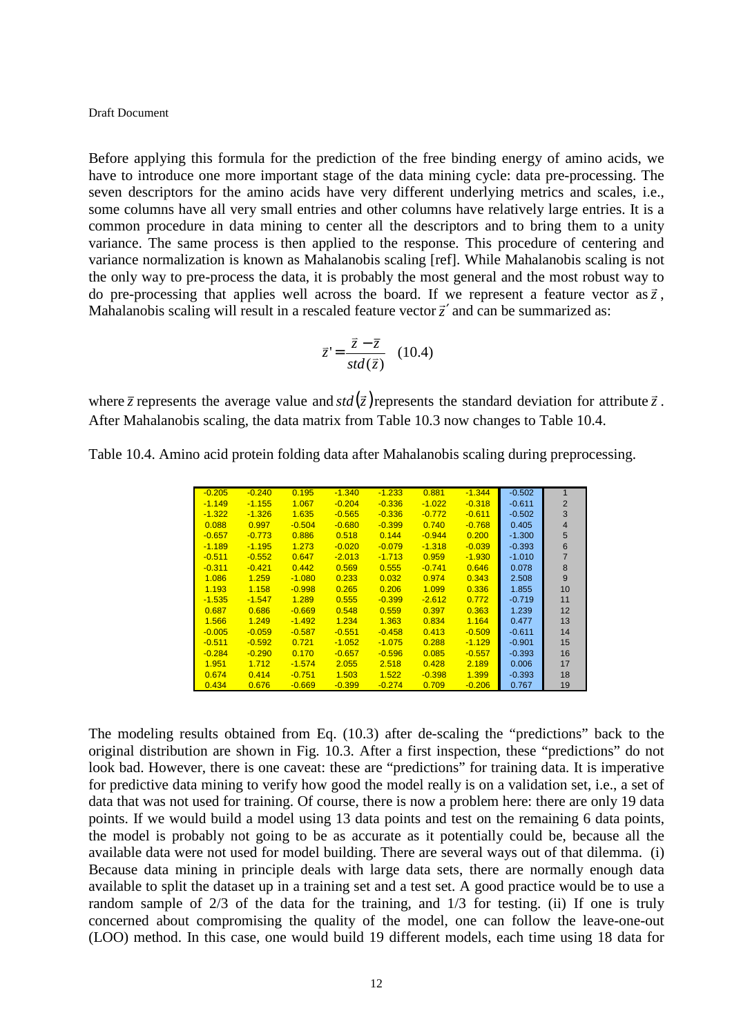Before applying this formula for the prediction of the free binding energy of amino acids, we have to introduce one more important stage of the data mining cycle: data pre-processing. The seven descriptors for the amino acids have very different underlying metrics and scales, i.e., some columns have all very small entries and other columns have relatively large entries. It is a common procedure in data mining to center all the descriptors and to bring them to a unity variance. The same process is then applied to the response. This procedure of centering and variance normalization is known as Mahalanobis scaling [ref]. While Mahalanobis scaling is not the only way to pre-process the data, it is probably the most general and the most robust way to do pre-processing that applies well across the board. If we represent a feature vector as $\vec{z}$, Mahalanobis scaling will result in a rescaled feature vector $\vec{z}'$ and can be summarized as:

$$\vec{z}' = \frac{\vec{z} - \bar{z}}{std(\vec{z})} \quad (10.4)$$

where $\bar{z}$ represents the average value and $std(\vec{z})$ represents the standard deviation for attribute $\vec{z}$. After Mahalanobis scaling, the data matrix from Table 10.3 now changes to Table 10.4.

Table 10.4. Amino acid protein folding data after Mahalanobis scaling during preprocessing.

| | | | | | | | | |
|---|---|---|---|---|---|---|---|---|
| -0.205 | -0.240 | 0.195 | -1.340 | -1.233 | 0.881 | -1.344 | -0.502 | 1 |
| -1.149 | -1.155 | 1.067 | -0.204 | -0.336 | -1.022 | -0.318 | -0.611 | 2 |
| -1.322 | -1.326 | 1.635 | -0.565 | -0.336 | -0.772 | -0.611 | -0.502 | 3 |
| 0.088 | 0.997 | -0.504 | -0.680 | -0.399 | 0.740 | -0.768 | 0.405 | 4 |
| -0.657 | -0.773 | 0.886 | 0.518 | 0.144 | -0.944 | 0.200 | -1.300 | 5 |
| -1.189 | -1.195 | 1.273 | -0.020 | -0.079 | -1.318 | -0.039 | -0.393 | 6 |
| -0.511 | -0.552 | 0.647 | -2.013 | -1.713 | 0.959 | -1.930 | -1.010 | 7 |
| -0.311 | -0.421 | 0.442 | 0.569 | 0.555 | -0.741 | 0.646 | 0.078 | 8 |
| 1.086 | 1.259 | -1.080 | 0.233 | 0.032 | 0.974 | 0.343 | 2.508 | 9 |
| 1.193 | 1.158 | -0.998 | 0.265 | 0.206 | 1.099 | 0.336 | 1.855 | 10 |
| -1.535 | -1.547 | 1.289 | 0.555 | -0.399 | -2.612 | 0.772 | -0.719 | 11 |
| 0.687 | 0.686 | -0.669 | 0.548 | 0.559 | 0.397 | 0.363 | 1.239 | 12 |
| 1.566 | 1.249 | -1.492 | 1.234 | 1.363 | 0.834 | 1.164 | 0.477 | 13 |
| -0.005 | -0.059 | -0.587 | -0.551 | -0.458 | 0.413 | -0.509 | -0.611 | 14 |
| -0.511 | -0.592 | 0.721 | -1.052 | -1.075 | 0.288 | -1.129 | -0.901 | 15 |
| -0.284 | -0.290 | 0.170 | -0.657 | -0.596 | 0.085 | -0.557 | -0.393 | 16 |
| 1.951 | 1.712 | -1.574 | 2.055 | 2.518 | 0.428 | 2.189 | 0.006 | 17 |
| 0.674 | 0.414 | -0.751 | 1.503 | 1.522 | -0.398 | 1.399 | -0.393 | 18 |
| 0.434 | 0.676 | -0.669 | -0.399 | -0.274 | 0.709 | -0.206 | 0.767 | 19 |

The modeling results obtained from Eq. (10.3) after de-scaling the "predictions" back to the original distribution are shown in Fig. 10.3. After a first inspection, these "predictions" do not look bad. However, there is one caveat: these are "predictions" for training data. It is imperative for predictive data mining to verify how good the model really is on a validation set, i.e., a set of data that was not used for training. Of course, there is now a problem here: there are only 19 data points. If we would build a model using 13 data points and test on the remaining 6 data points, the model is probably not going to be as accurate as it potentially could be, because all the available data were not used for model building. There are several ways out of that dilemma. (i) Because data mining in principle deals with large data sets, there are normally enough data available to split the dataset up in a training set and a test set. A good practice would be to use a random sample of 2/3 of the data for the training, and 1/3 for testing. (ii) If one is truly concerned about compromising the quality of the model, one can follow the leave-one-out (LOO) method. In this case, one would build 19 different models, each time using 18 data for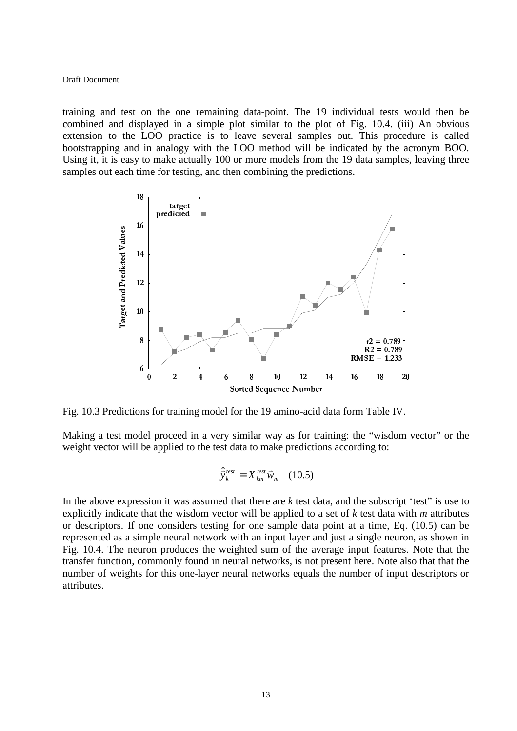training and test on the one remaining data-point. The 19 individual tests would then be combined and displayed in a simple plot similar to the plot of Fig. 10.4. (iii) An obvious extension to the LOO practice is to leave several samples out. This procedure is called bootstrapping and in analogy with the LOO method will be indicated by the acronym BOO. Using it, it is easy to make actually 100 or more models from the 19 data samples, leaving three samples out each time for testing, and then combining the predictions.

Fig. 10.3 Predictions for training model for the 19 amino-acid data form Table IV.

Making a test model proceed in a very similar way as for training: the "wisdom vector" or the weight vector will be applied to the test data to make predictions according to:

$$\hat{\vec{y}}_k^{test} = X_{km}^{test} \vec{w}_m \quad (10.5)$$

In the above expression it was assumed that there are $k$ test data, and the subscript 'test" is use to explicitly indicate that the wisdom vector will be applied to a set of $k$ test data with $m$ attributes or descriptors. If one considers testing for one sample data point at a time, Eq. (10.5) can be represented as a simple neural network with an input layer and just a single neuron, as shown in Fig. 10.4. The neuron produces the weighted sum of the average input features. Note that the transfer function, commonly found in neural networks, is not present here. Note also that that the number of weights for this one-layer neural networks equals the number of input descriptors or attributes.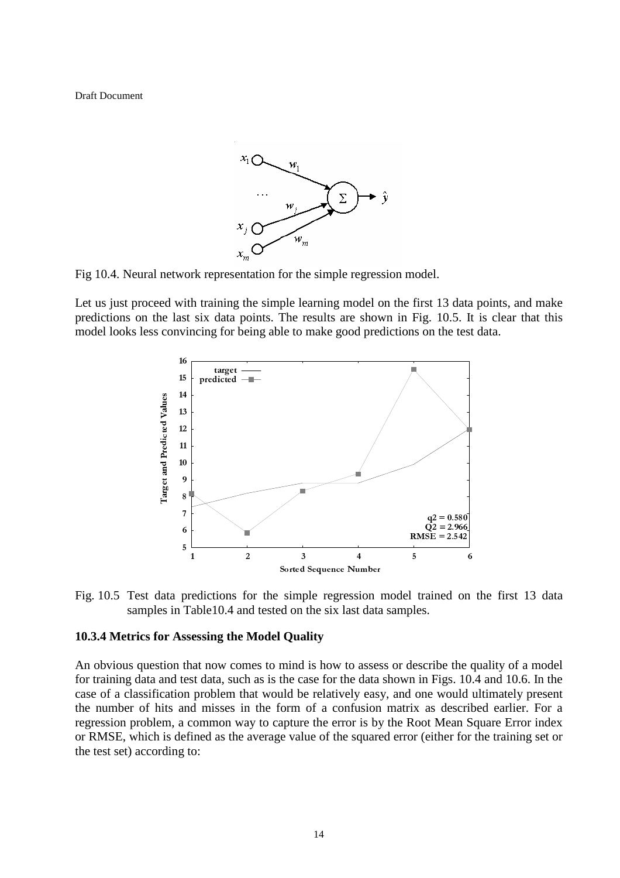Fig 10.4. Neural network representation for the simple regression model.

Let us just proceed with training the simple learning model on the first 13 data points, and make predictions on the last six data points. The results are shown in Fig. 10.5. It is clear that this model looks less convincing for being able to make good predictions on the test data.

Fig. 10.5 Test data predictions for the simple regression model trained on the first 13 data samples in Table10.4 and tested on the six last data samples.

### 10.3.4 Metrics for Assessing the Model Quality

An obvious question that now comes to mind is how to assess or describe the quality of a model for training data and test data, such as is the case for the data shown in Figs. 10.4 and 10.6. In the case of a classification problem that would be relatively easy, and one would ultimately present the number of hits and misses in the form of a confusion matrix as described earlier. For a regression problem, a common way to capture the error is by the Root Mean Square Error index or RMSE, which is defined as the average value of the squared error (either for the training set or the test set) according to: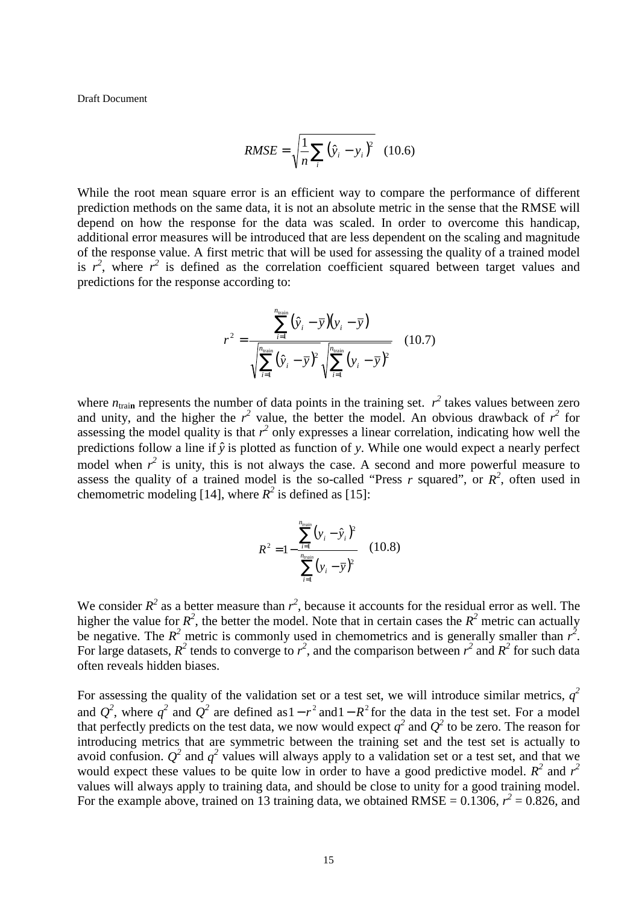$$RMSE = \sqrt{\frac{1}{n}\sum_{i}\left(\hat{y}_i - y_i\right)^2} \quad (10.6)$$

While the root mean square error is an efficient way to compare the performance of different prediction methods on the same data, it is not an absolute metric in the sense that the RMSE will depend on how the response for the data was scaled. In order to overcome this handicap, additional error measures will be introduced that are less dependent on the scaling and magnitude of the response value. A first metric that will be used for assessing the quality of a trained model is $r^2$, where $r^2$ is defined as the correlation coefficient squared between target values and predictions for the response according to:

$$r^2 = \frac{\sum_{i=1}^{n_{\text{train}}}\left(\hat{y}_i - \bar{y}\right)\left(y_i - \bar{y}\right)}{\sqrt{\sum_{i=1}^{n_{\text{train}}}\left(\hat{y}_i - \bar{y}\right)^2}\sqrt{\sum_{i=1}^{n_{\text{train}}}\left(y_i - \bar{y}\right)^2}} \quad (10.7)$$

where $n_{\text{train}}$ represents the number of data points in the training set. $r^2$ takes values between zero and unity, and the higher the $r^2$ value, the better the model. An obvious drawback of $r^2$ for assessing the model quality is that $r^2$ only expresses a linear correlation, indicating how well the predictions follow a line if $\hat{y}$ is plotted as function of $y$. While one would expect a nearly perfect model when $r^2$ is unity, this is not always the case. A second and more powerful measure to assess the quality of a trained model is the so-called "Press $r$ squared", or $R^2$, often used in chemometric modeling [14], where $R^2$ is defined as [15]:

$$R^2 = 1 - \frac{\sum_{i=1}^{n_{train}}\left(y_i - \hat{y}_i\right)^2}{\sum_{i=1}^{n_{train}}\left(y_i - \bar{y}\right)^2} \quad (10.8)$$

We consider $R^2$ as a better measure than $r^2$, because it accounts for the residual error as well. The higher the value for $R^2$, the better the model. Note that in certain cases the $R^2$ metric can actually be negative. The $R^2$ metric is commonly used in chemometrics and is generally smaller than $r^2$. For large datasets, $R^2$ tends to converge to $r^2$, and the comparison between $r^2$ and $R^2$ for such data often reveals hidden biases.

For assessing the quality of the validation set or a test set, we will introduce similar metrics, $q^2$ and $Q^2$, where $q^2$ and $Q^2$ are defined as $1 - r^2$ and $1 - R^2$ for the data in the test set. For a model that perfectly predicts on the test data, we now would expect $q^2$ and $Q^2$ to be zero. The reason for introducing metrics that are symmetric between the training set and the test set is actually to avoid confusion. $Q^2$ and $q^2$ values will always apply to a validation set or a test set, and that we would expect these values to be quite low in order to have a good predictive model. $R^2$ and $r^2$ values will always apply to training data, and should be close to unity for a good training model. For the example above, trained on 13 training data, we obtained RMSE = 0.1306, $r^2$ = 0.826, and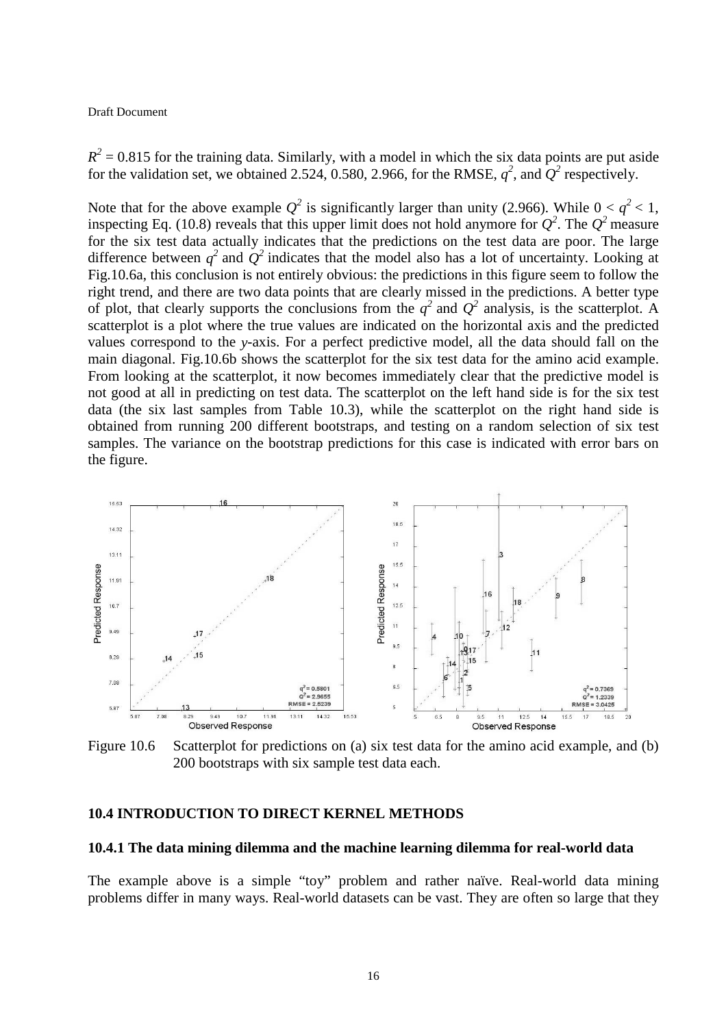$R^2 = 0.815$ for the training data. Similarly, with a model in which the six data points are put aside for the validation set, we obtained 2.524, 0.580, 2.966, for the RMSE, $q^2$, and $Q^2$ respectively.

Note that for the above example $Q^2$ is significantly larger than unity (2.966). While $0 < q^2 < 1$, inspecting Eq. (10.8) reveals that this upper limit does not hold anymore for $Q^2$. The $Q^2$ measure for the six test data actually indicates that the predictions on the test data are poor. The large difference between $q^2$ and $Q^2$ indicates that the model also has a lot of uncertainty. Looking at Fig.10.6a, this conclusion is not entirely obvious: the predictions in this figure seem to follow the right trend, and there are two data points that are clearly missed in the predictions. A better type of plot, that clearly supports the conclusions from the $q^2$ and $Q^2$ analysis, is the scatterplot. A scatterplot is a plot where the true values are indicated on the horizontal axis and the predicted values correspond to the *y*-axis. For a perfect predictive model, all the data should fall on the main diagonal. Fig.10.6b shows the scatterplot for the six test data for the amino acid example. From looking at the scatterplot, it now becomes immediately clear that the predictive model is not good at all in predicting on test data. The scatterplot on the left hand side is for the six test data (the six last samples from Table 10.3), while the scatterplot on the right hand side is obtained from running 200 different bootstraps, and testing on a random selection of six test samples. The variance on the bootstrap predictions for this case is indicated with error bars on the figure.

Figure 10.6 Scatterplot for predictions on (a) six test data for the amino acid example, and (b) 200 bootstraps with six sample test data each.

### 10.4 INTRODUCTION TO DIRECT KERNEL METHODS

#### 10.4.1 The data mining dilemma and the machine learning dilemma for real-world data

The example above is a simple "toy" problem and rather naïve. Real-world data mining problems differ in many ways. Real-world datasets can be vast. They are often so large that they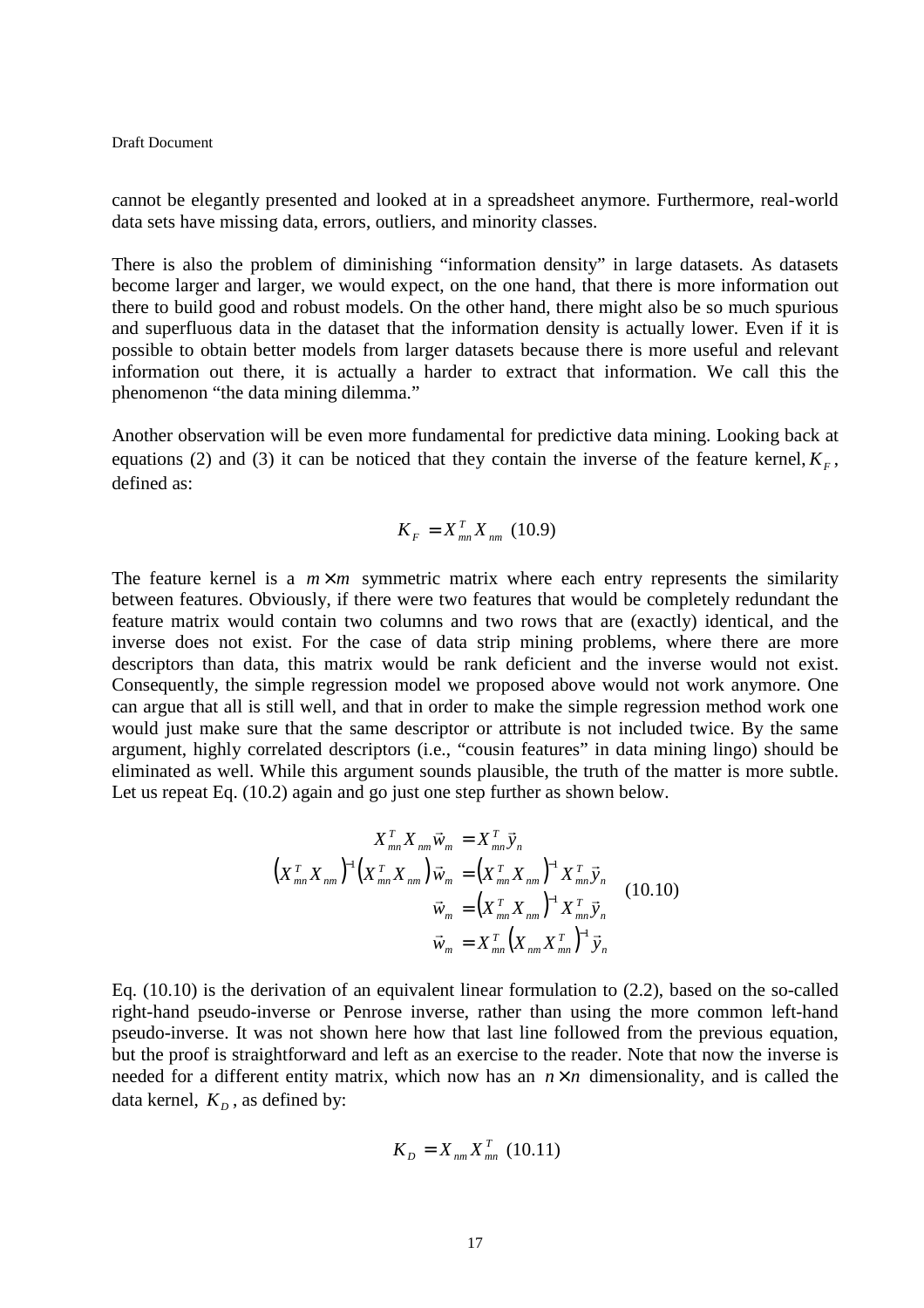cannot be elegantly presented and looked at in a spreadsheet anymore. Furthermore, real-world data sets have missing data, errors, outliers, and minority classes.

There is also the problem of diminishing "information density" in large datasets. As datasets become larger and larger, we would expect, on the one hand, that there is more information out there to build good and robust models. On the other hand, there might also be so much spurious and superfluous data in the dataset that the information density is actually lower. Even if it is possible to obtain better models from larger datasets because there is more useful and relevant information out there, it is actually a harder to extract that information. We call this the phenomenon "the data mining dilemma."

Another observation will be even more fundamental for predictive data mining. Looking back at equations (2) and (3) it can be noticed that they contain the inverse of the feature kernel, $K_F$, defined as:

$$K_F = X_{mn}^T X_{nm} \quad (10.9)$$

The feature kernel is a $m \times m$ symmetric matrix where each entry represents the similarity between features. Obviously, if there were two features that would be completely redundant the feature matrix would contain two columns and two rows that are (exactly) identical, and the inverse does not exist. For the case of data strip mining problems, where there are more descriptors than data, this matrix would be rank deficient and the inverse would not exist. Consequently, the simple regression model we proposed above would not work anymore. One can argue that all is still well, and that in order to make the simple regression method work one would just make sure that the same descriptor or attribute is not included twice. By the same argument, highly correlated descriptors (i.e., "cousin features" in data mining lingo) should be eliminated as well. While this argument sounds plausible, the truth of the matter is more subtle. Let us repeat Eq. (10.2) again and go just one step further as shown below.

$$\begin{aligned}
X_{mn}^T X_{nm} \vec{w}_m &= X_{mn}^T \vec{y}_n \\
\left(X_{mn}^T X_{nm}\right)^{-1} \left(X_{mn}^T X_{nm}\right) \vec{w}_m &= \left(X_{mn}^T X_{nm}\right)^{-1} X_{mn}^T \vec{y}_n \\
\vec{w}_m &= \left(X_{mn}^T X_{nm}\right)^{-1} X_{mn}^T \vec{y}_n \\
\vec{w}_m &= X_{mn}^T \left(X_{nm} X_{mn}^T\right)^{-1} \vec{y}_n
\end{aligned} \quad (10.10)$$

Eq. (10.10) is the derivation of an equivalent linear formulation to (2.2), based on the so-called right-hand pseudo-inverse or Penrose inverse, rather than using the more common left-hand pseudo-inverse. It was not shown here how that last line followed from the previous equation, but the proof is straightforward and left as an exercise to the reader. Note that now the inverse is needed for a different entity matrix, which now has an $n \times n$ dimensionality, and is called the data kernel, $K_D$, as defined by:

$$K_D = X_{nm} X_{mn}^T \quad (10.11)$$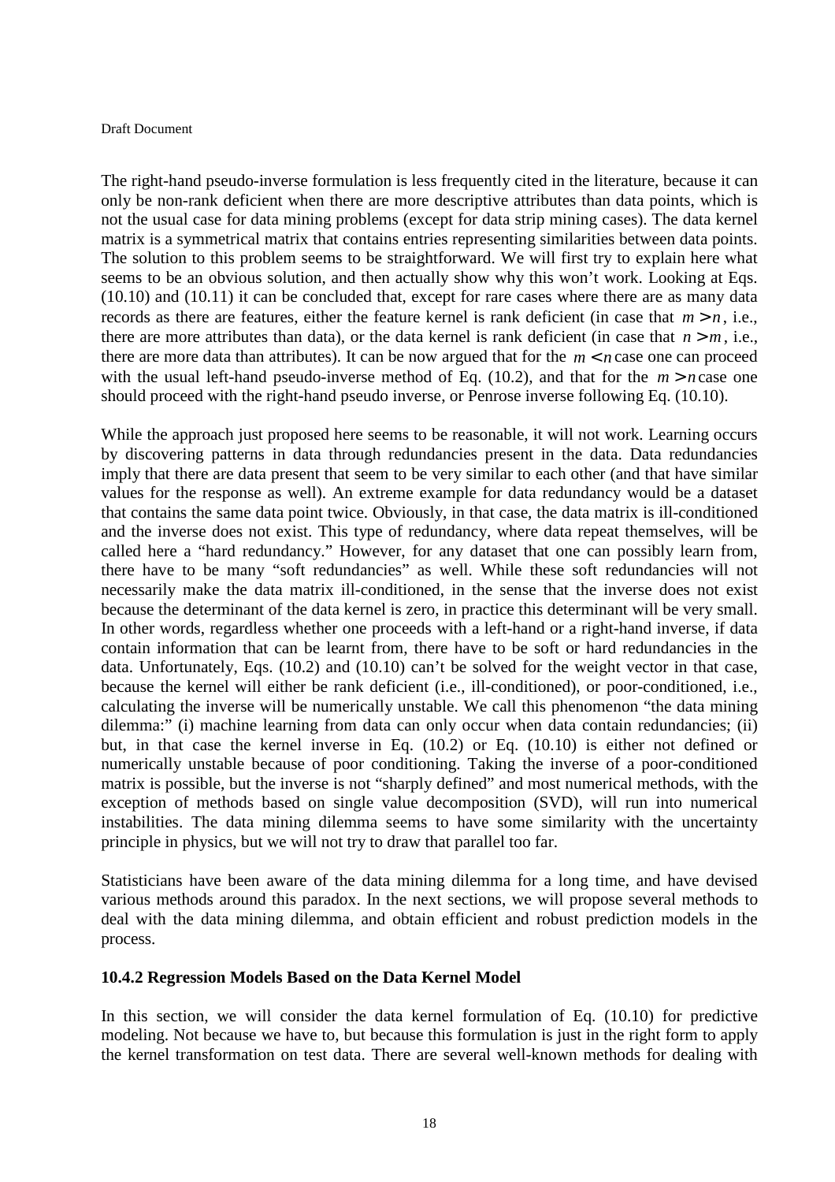The right-hand pseudo-inverse formulation is less frequently cited in the literature, because it can only be non-rank deficient when there are more descriptive attributes than data points, which is not the usual case for data mining problems (except for data strip mining cases). The data kernel matrix is a symmetrical matrix that contains entries representing similarities between data points. The solution to this problem seems to be straightforward. We will first try to explain here what seems to be an obvious solution, and then actually show why this won't work. Looking at Eqs. (10.10) and (10.11) it can be concluded that, except for rare cases where there are as many data records as there are features, either the feature kernel is rank deficient (in case that $m > n$, i.e., there are more attributes than data), or the data kernel is rank deficient (in case that $n > m$, i.e., there are more data than attributes). It can be now argued that for the $m < n$ case one can proceed with the usual left-hand pseudo-inverse method of Eq. (10.2), and that for the $m > n$ case one should proceed with the right-hand pseudo inverse, or Penrose inverse following Eq. (10.10).

While the approach just proposed here seems to be reasonable, it will not work. Learning occurs by discovering patterns in data through redundancies present in the data. Data redundancies imply that there are data present that seem to be very similar to each other (and that have similar values for the response as well). An extreme example for data redundancy would be a dataset that contains the same data point twice. Obviously, in that case, the data matrix is ill-conditioned and the inverse does not exist. This type of redundancy, where data repeat themselves, will be called here a "hard redundancy." However, for any dataset that one can possibly learn from, there have to be many "soft redundancies" as well. While these soft redundancies will not necessarily make the data matrix ill-conditioned, in the sense that the inverse does not exist because the determinant of the data kernel is zero, in practice this determinant will be very small. In other words, regardless whether one proceeds with a left-hand or a right-hand inverse, if data contain information that can be learnt from, there have to be soft or hard redundancies in the data. Unfortunately, Eqs. (10.2) and (10.10) can't be solved for the weight vector in that case, because the kernel will either be rank deficient (i.e., ill-conditioned), or poor-conditioned, i.e., calculating the inverse will be numerically unstable. We call this phenomenon "the data mining dilemma:" (i) machine learning from data can only occur when data contain redundancies; (ii) but, in that case the kernel inverse in Eq. (10.2) or Eq. (10.10) is either not defined or numerically unstable because of poor conditioning. Taking the inverse of a poor-conditioned matrix is possible, but the inverse is not "sharply defined" and most numerical methods, with the exception of methods based on single value decomposition (SVD), will run into numerical instabilities. The data mining dilemma seems to have some similarity with the uncertainty principle in physics, but we will not try to draw that parallel too far.

Statisticians have been aware of the data mining dilemma for a long time, and have devised various methods around this paradox. In the next sections, we will propose several methods to deal with the data mining dilemma, and obtain efficient and robust prediction models in the process.

### 10.4.2 Regression Models Based on the Data Kernel Model

In this section, we will consider the data kernel formulation of Eq. (10.10) for predictive modeling. Not because we have to, but because this formulation is just in the right form to apply the kernel transformation on test data. There are several well-known methods for dealing with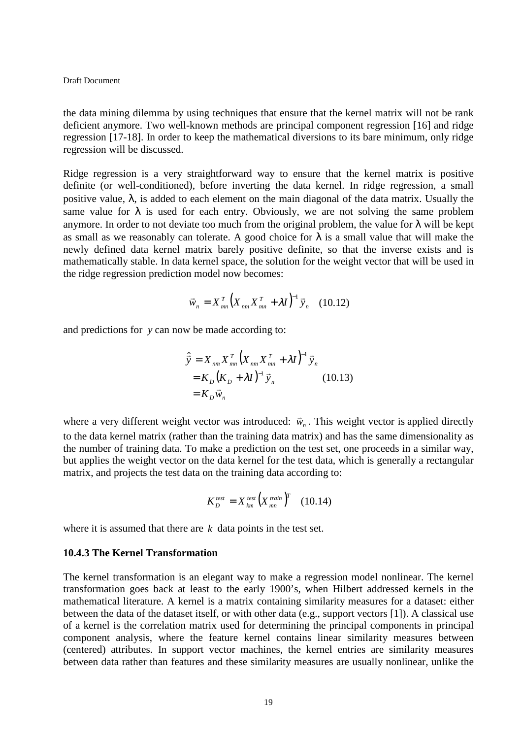the data mining dilemma by using techniques that ensure that the kernel matrix will not be rank deficient anymore. Two well-known methods are principal component regression [16] and ridge regression [17-18]. In order to keep the mathematical diversions to its bare minimum, only ridge regression will be discussed.

Ridge regression is a very straightforward way to ensure that the kernel matrix is positive definite (or well-conditioned), before inverting the data kernel. In ridge regression, a small positive value, $\lambda$, is added to each element on the main diagonal of the data matrix. Usually the same value for $\lambda$ is used for each entry. Obviously, we are not solving the same problem anymore. In order to not deviate too much from the original problem, the value for $\lambda$ will be kept as small as we reasonably can tolerate. A good choice for $\lambda$ is a small value that will make the newly defined data kernel matrix barely positive definite, so that the inverse exists and is mathematically stable. In data kernel space, the solution for the weight vector that will be used in the ridge regression prediction model now becomes:

$$\vec{w}_n = X_{mn}^T \left( X_{nm} X_{mn}^T + \lambda I \right)^{-1} \vec{y}_n \quad (10.12)$$

and predictions for $y$ can now be made according to:

$$\begin{aligned} \hat{\vec{y}} &= X_{nm} X_{mn}^T \left( X_{nm} X_{mn}^T + \lambda I \right)^{-1} \vec{y}_n \\ &= K_D \left( K_D + \lambda I \right)^{-1} \vec{y}_n \\ &= K_D \vec{w}_n \end{aligned} \quad (10.13)$$

where a very different weight vector was introduced: $\vec{w}_n$. This weight vector is applied directly to the data kernel matrix (rather than the training data matrix) and has the same dimensionality as the number of training data. To make a prediction on the test set, one proceeds in a similar way, but applies the weight vector on the data kernel for the test data, which is generally a rectangular matrix, and projects the test data on the training data according to:

$$K_D^{test} = X_{km}^{test} \left( X_{mn}^{train} \right)^T \quad (10.14)$$

where it is assumed that there are $k$ data points in the test set.

### 10.4.3 The Kernel Transformation

The kernel transformation is an elegant way to make a regression model nonlinear. The kernel transformation goes back at least to the early 1900's, when Hilbert addressed kernels in the mathematical literature. A kernel is a matrix containing similarity measures for a dataset: either between the data of the dataset itself, or with other data (e.g., support vectors [1]). A classical use of a kernel is the correlation matrix used for determining the principal components in principal component analysis, where the feature kernel contains linear similarity measures between (centered) attributes. In support vector machines, the kernel entries are similarity measures between data rather than features and these similarity measures are usually nonlinear, unlike the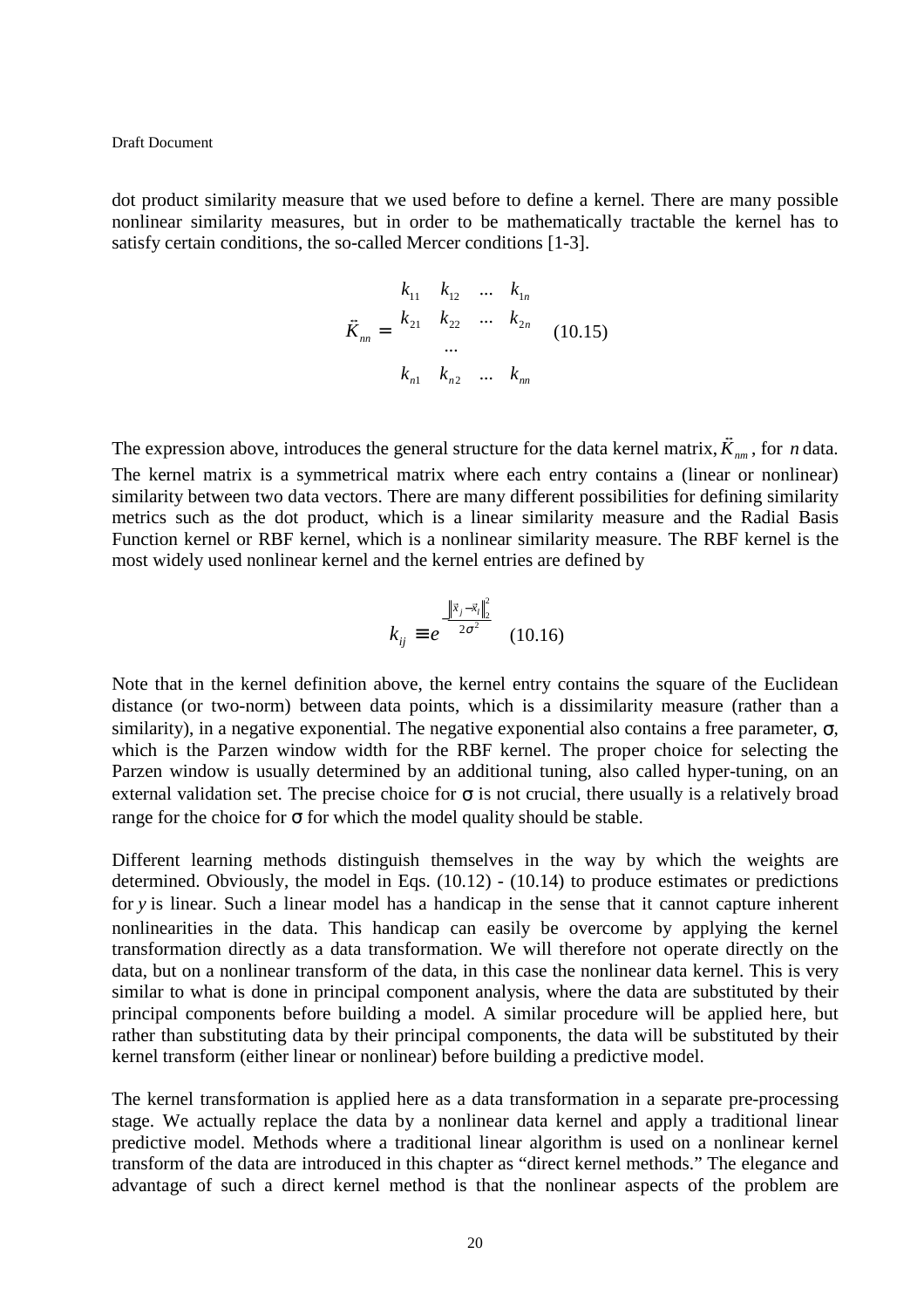dot product similarity measure that we used before to define a kernel. There are many possible nonlinear similarity measures, but in order to be mathematically tractable the kernel has to satisfy certain conditions, the so-called Mercer conditions [1-3].

$$\ddot{K}_{nn} = \begin{matrix} k_{11} & k_{12} & \dots & k_{1n} \\ k_{21} & k_{22} & \dots & k_{2n} \\ & \dots & & \\ k_{n1} & k_{n2} & \dots & k_{nn} \end{matrix} \quad (10.15)$$

The expression above, introduces the general structure for the data kernel matrix, $\ddot{K}_{nm}$, for $n$ data. The kernel matrix is a symmetrical matrix where each entry contains a (linear or nonlinear) similarity between two data vectors. There are many different possibilities for defining similarity metrics such as the dot product, which is a linear similarity measure and the Radial Basis Function kernel or RBF kernel, which is a nonlinear similarity measure. The RBF kernel is the most widely used nonlinear kernel and the kernel entries are defined by

$$k_{ij} \equiv e^{-\frac{\left\|\vec{x}_j - \vec{x}_l\right\|_2^2}{2\sigma^2}} \quad (10.16)$$

Note that in the kernel definition above, the kernel entry contains the square of the Euclidean distance (or two-norm) between data points, which is a dissimilarity measure (rather than a similarity), in a negative exponential. The negative exponential also contains a free parameter, $\sigma$, which is the Parzen window width for the RBF kernel. The proper choice for selecting the Parzen window is usually determined by an additional tuning, also called hyper-tuning, on an external validation set. The precise choice for $\sigma$ is not crucial, there usually is a relatively broad range for the choice for $\sigma$ for which the model quality should be stable.

Different learning methods distinguish themselves in the way by which the weights are determined. Obviously, the model in Eqs. (10.12) - (10.14) to produce estimates or predictions for $y$ is linear. Such a linear model has a handicap in the sense that it cannot capture inherent nonlinearities in the data. This handicap can easily be overcome by applying the kernel transformation directly as a data transformation. We will therefore not operate directly on the data, but on a nonlinear transform of the data, in this case the nonlinear data kernel. This is very similar to what is done in principal component analysis, where the data are substituted by their principal components before building a model. A similar procedure will be applied here, but rather than substituting data by their principal components, the data will be substituted by their kernel transform (either linear or nonlinear) before building a predictive model.

The kernel transformation is applied here as a data transformation in a separate pre-processing stage. We actually replace the data by a nonlinear data kernel and apply a traditional linear predictive model. Methods where a traditional linear algorithm is used on a nonlinear kernel transform of the data are introduced in this chapter as "direct kernel methods." The elegance and advantage of such a direct kernel method is that the nonlinear aspects of the problem are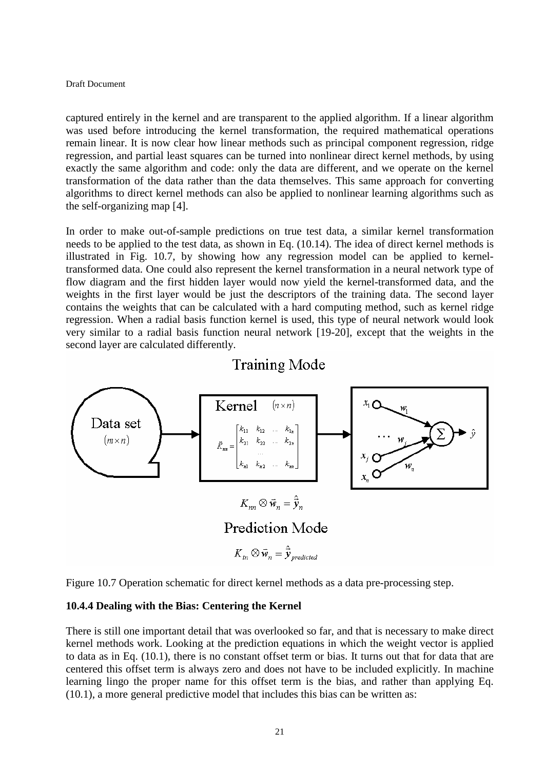captured entirely in the kernel and are transparent to the applied algorithm. If a linear algorithm was used before introducing the kernel transformation, the required mathematical operations remain linear. It is now clear how linear methods such as principal component regression, ridge regression, and partial least squares can be turned into nonlinear direct kernel methods, by using exactly the same algorithm and code: only the data are different, and we operate on the kernel transformation of the data rather than the data themselves. This same approach for converting algorithms to direct kernel methods can also be applied to nonlinear learning algorithms such as the self-organizing map [4].

In order to make out-of-sample predictions on true test data, a similar kernel transformation needs to be applied to the test data, as shown in Eq. (10.14). The idea of direct kernel methods is illustrated in Fig. 10.7, by showing how any regression model can be applied to kernel-transformed data. One could also represent the kernel transformation in a neural network type of flow diagram and the first hidden layer would now yield the kernel-transformed data, and the weights in the first layer would be just the descriptors of the training data. The second layer contains the weights that can be calculated with a hard computing method, such as kernel ridge regression. When a radial basis function kernel is used, this type of neural network would look very similar to a radial basis function neural network [19-20], except that the weights in the second layer are calculated differently.

Training Mode

Data set $(m \times n)$

Kernel $(n \times n)$

$$\vec{K}_{nn} = \begin{bmatrix} k_{11} & k_{12} & \ldots & k_{1n} \\ k_{21} & k_{22} & \ldots & k_{2n} \\ & & \ldots & \\ k_{n1} & k_{n2} & \ldots & k_{nn} \end{bmatrix}$$

$x_1$, $w_1$, $x_j$, $w_j$, $x_n$, $w_n$, $\Sigma$, $\hat{y}$

$$K_{nn} \otimes \vec{w}_n = \hat{\vec{y}}_n$$

Prediction Mode

$$K_{tn} \otimes \vec{w}_n = \hat{\vec{y}}_{predicted}$$

Figure 10.7 Operation schematic for direct kernel methods as a data pre-processing step.

### 10.4.4 Dealing with the Bias: Centering the Kernel

There is still one important detail that was overlooked so far, and that is necessary to make direct kernel methods work. Looking at the prediction equations in which the weight vector is applied to data as in Eq. (10.1), there is no constant offset term or bias. It turns out that for data that are centered this offset term is always zero and does not have to be included explicitly. In machine learning lingo the proper name for this offset term is the bias, and rather than applying Eq. (10.1), a more general predictive model that includes this bias can be written as: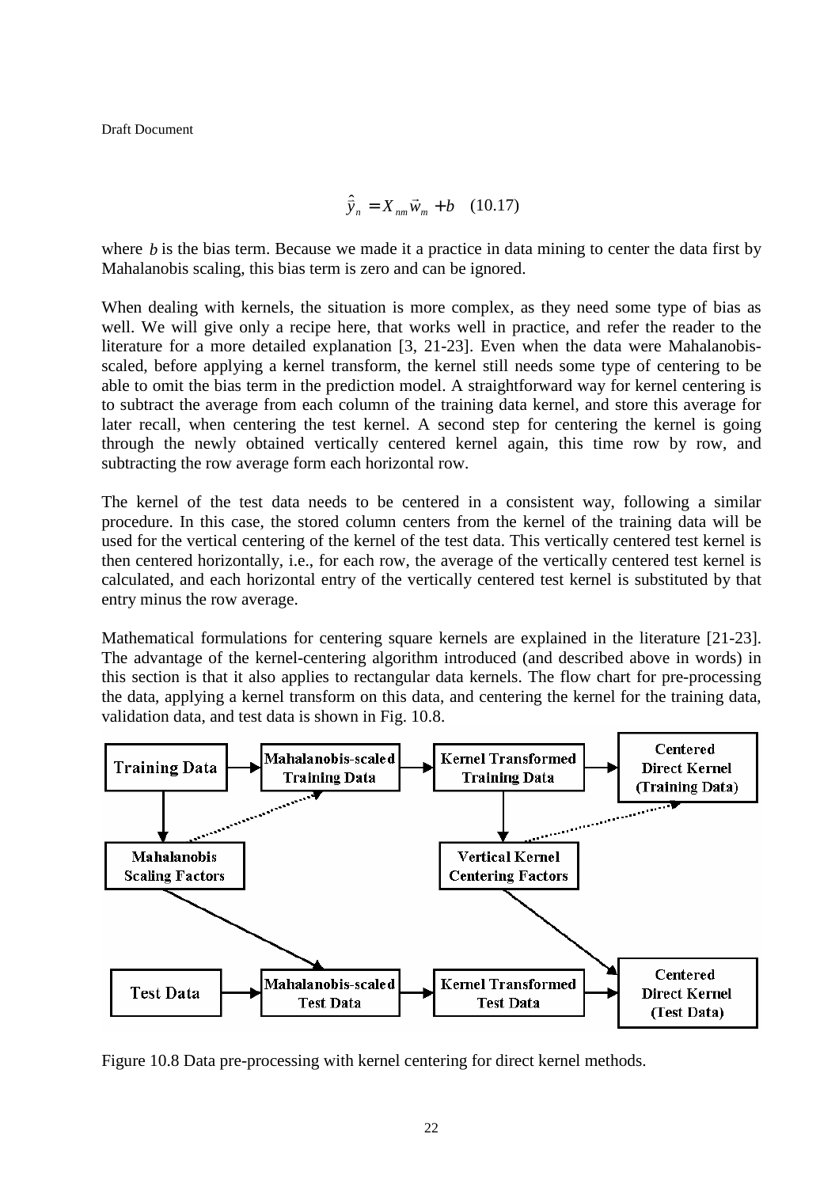$$\hat{\vec{y}}_n = X_{nm}\vec{w}_m + b \quad (10.17)$$

where $b$ is the bias term. Because we made it a practice in data mining to center the data first by Mahalanobis scaling, this bias term is zero and can be ignored.

When dealing with kernels, the situation is more complex, as they need some type of bias as well. We will give only a recipe here, that works well in practice, and refer the reader to the literature for a more detailed explanation [3, 21-23]. Even when the data were Mahalanobis-scaled, before applying a kernel transform, the kernel still needs some type of centering to be able to omit the bias term in the prediction model. A straightforward way for kernel centering is to subtract the average from each column of the training data kernel, and store this average for later recall, when centering the test kernel. A second step for centering the kernel is going through the newly obtained vertically centered kernel again, this time row by row, and subtracting the row average form each horizontal row.

The kernel of the test data needs to be centered in a consistent way, following a similar procedure. In this case, the stored column centers from the kernel of the training data will be used for the vertical centering of the kernel of the test data. This vertically centered test kernel is then centered horizontally, i.e., for each row, the average of the vertically centered test kernel is calculated, and each horizontal entry of the vertically centered test kernel is substituted by that entry minus the row average.

Mathematical formulations for centering square kernels are explained in the literature [21-23]. The advantage of the kernel-centering algorithm introduced (and described above in words) in this section is that it also applies to rectangular data kernels. The flow chart for pre-processing the data, applying a kernel transform on this data, and centering the kernel for the training data, validation data, and test data is shown in Fig. 10.8.

Training Data
Mahalanobis-scaled Training Data
Kernel Transformed Training Data
Centered Direct Kernel (Training Data)
Mahalanobis Scaling Factors
Vertical Kernel Centering Factors
Test Data
Mahalanobis-scaled Test Data
Kernel Transformed Test Data
Centered Direct Kernel (Test Data)

Figure 10.8 Data pre-processing with kernel centering for direct kernel methods.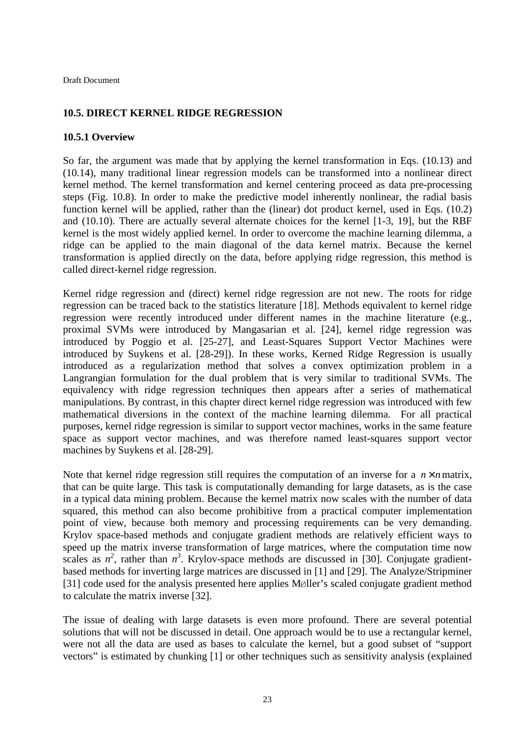## 10.5. DIRECT KERNEL RIDGE REGRESSION

### 10.5.1 Overview

So far, the argument was made that by applying the kernel transformation in Eqs. (10.13) and (10.14), many traditional linear regression models can be transformed into a nonlinear direct kernel method. The kernel transformation and kernel centering proceed as data pre-processing steps (Fig. 10.8). In order to make the predictive model inherently nonlinear, the radial basis function kernel will be applied, rather than the (linear) dot product kernel, used in Eqs. (10.2) and (10.10). There are actually several alternate choices for the kernel [1-3, 19], but the RBF kernel is the most widely applied kernel. In order to overcome the machine learning dilemma, a ridge can be applied to the main diagonal of the data kernel matrix. Because the kernel transformation is applied directly on the data, before applying ridge regression, this method is called direct-kernel ridge regression.

Kernel ridge regression and (direct) kernel ridge regression are not new. The roots for ridge regression can be traced back to the statistics literature [18]. Methods equivalent to kernel ridge regression were recently introduced under different names in the machine literature (e.g., proximal SVMs were introduced by Mangasarian et al. [24], kernel ridge regression was introduced by Poggio et al. [25-27], and Least-Squares Support Vector Machines were introduced by Suykens et al. [28-29]). In these works, Kerned Ridge Regression is usually introduced as a regularization method that solves a convex optimization problem in a Langrangian formulation for the dual problem that is very similar to traditional SVMs. The equivalency with ridge regression techniques then appears after a series of mathematical manipulations. By contrast, in this chapter direct kernel ridge regression was introduced with few mathematical diversions in the context of the machine learning dilemma. For all practical purposes, kernel ridge regression is similar to support vector machines, works in the same feature space as support vector machines, and was therefore named least-squares support vector machines by Suykens et al. [28-29].

Note that kernel ridge regression still requires the computation of an inverse for a $n \times n$ matrix, that can be quite large. This task is computationally demanding for large datasets, as is the case in a typical data mining problem. Because the kernel matrix now scales with the number of data squared, this method can also become prohibitive from a practical computer implementation point of view, because both memory and processing requirements can be very demanding. Krylov space-based methods and conjugate gradient methods are relatively efficient ways to speed up the matrix inverse transformation of large matrices, where the computation time now scales as $n^2$, rather than $n^3$. Krylov-space methods are discussed in [30]. Conjugate gradient-based methods for inverting large matrices are discussed in [1] and [29]. The Analyze/Stripminer [31] code used for the analysis presented here applies Møller's scaled conjugate gradient method to calculate the matrix inverse [32].

The issue of dealing with large datasets is even more profound. There are several potential solutions that will not be discussed in detail. One approach would be to use a rectangular kernel, were not all the data are used as bases to calculate the kernel, but a good subset of "support vectors" is estimated by chunking [1] or other techniques such as sensitivity analysis (explained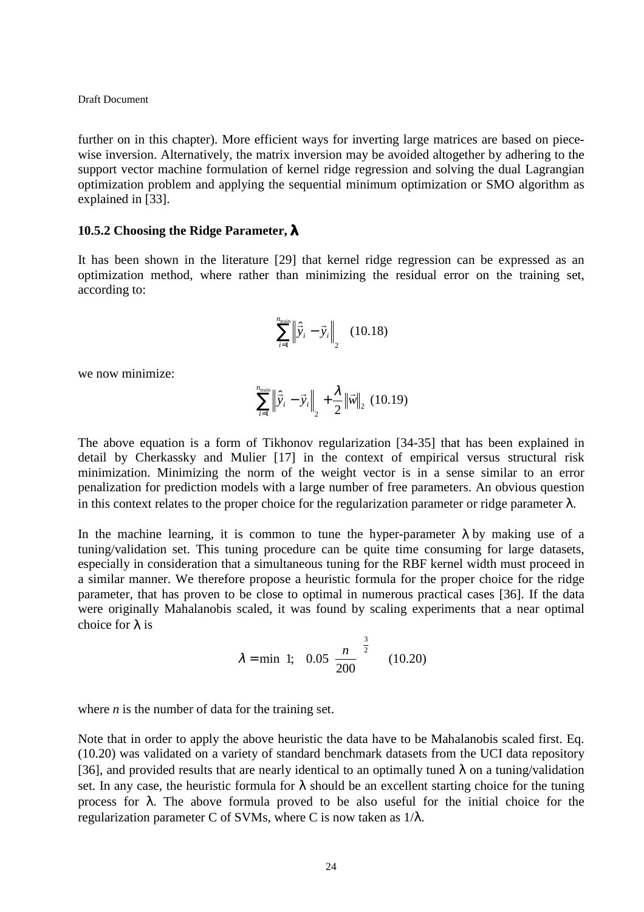further on in this chapter). More efficient ways for inverting large matrices are based on piece-wise inversion. Alternatively, the matrix inversion may be avoided altogether by adhering to the support vector machine formulation of kernel ridge regression and solving the dual Lagrangian optimization problem and applying the sequential minimum optimization or SMO algorithm as explained in [33].

### 10.5.2 Choosing the Ridge Parameter, $\lambda$

It has been shown in the literature [29] that kernel ridge regression can be expressed as an optimization method, where rather than minimizing the residual error on the training set, according to:

$$\sum_{i=1}^{n_{\text{train}}} \left\| \hat{\vec{y}}_i - \vec{y}_i \right\|_2 \quad (10.18)$$

we now minimize:

$$\sum_{i=1}^{n_{\text{train}}} \left\| \hat{\vec{y}}_i - \vec{y}_i \right\|_2 + \frac{\lambda}{2} \left\| \vec{w} \right\|_2 \quad (10.19)$$

The above equation is a form of Tikhonov regularization [34-35] that has been explained in detail by Cherkassky and Mulier [17] in the context of empirical versus structural risk minimization. Minimizing the norm of the weight vector is in a sense similar to an error penalization for prediction models with a large number of free parameters. An obvious question in this context relates to the proper choice for the regularization parameter or ridge parameter $\lambda$.

In the machine learning, it is common to tune the hyper-parameter $\lambda$ by making use of a tuning/validation set. This tuning procedure can be quite time consuming for large datasets, especially in consideration that a simultaneous tuning for the RBF kernel width must proceed in a similar manner. We therefore propose a heuristic formula for the proper choice for the ridge parameter, that has proven to be close to optimal in numerous practical cases [36]. If the data were originally Mahalanobis scaled, it was found by scaling experiments that a near optimal choice for $\lambda$ is

$$\lambda = \min \left\{ 1; \quad 0.05 \left( \frac{n}{200} \right)^{\frac{3}{2}} \right\} \quad (10.20)$$

where *n* is the number of data for the training set.

Note that in order to apply the above heuristic the data have to be Mahalanobis scaled first. Eq. (10.20) was validated on a variety of standard benchmark datasets from the UCI data repository [36], and provided results that are nearly identical to an optimally tuned $\lambda$ on a tuning/validation set. In any case, the heuristic formula for $\lambda$ should be an excellent starting choice for the tuning process for $\lambda$. The above formula proved to be also useful for the initial choice for the regularization parameter C of SVMs, where C is now taken as $1/\lambda$.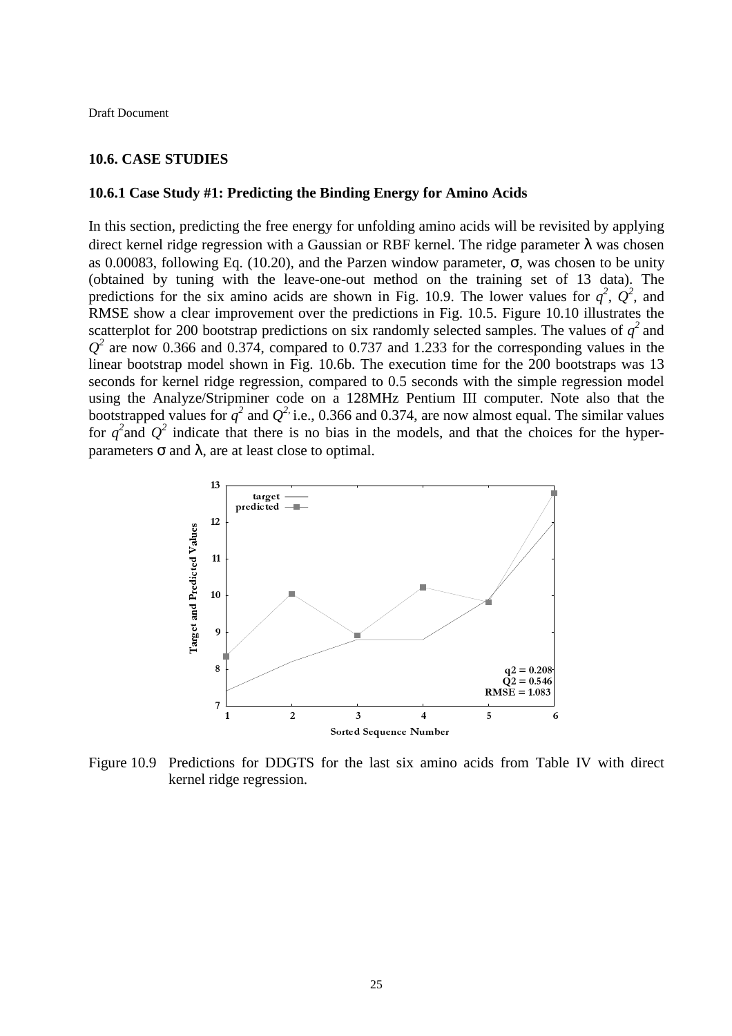Draft Document

### 10.6. CASE STUDIES

#### 10.6.1 Case Study #1: Predicting the Binding Energy for Amino Acids

In this section, predicting the free energy for unfolding amino acids will be revisited by applying direct kernel ridge regression with a Gaussian or RBF kernel. The ridge parameter λ was chosen as 0.00083, following Eq. (10.20), and the Parzen window parameter, σ, was chosen to be unity (obtained by tuning with the leave-one-out method on the training set of 13 data). The predictions for the six amino acids are shown in Fig. 10.9. The lower values for $q^2$, $Q^2$, and RMSE show a clear improvement over the predictions in Fig. 10.5. Figure 10.10 illustrates the scatterplot for 200 bootstrap predictions on six randomly selected samples. The values of $q^2$ and $Q^2$ are now 0.366 and 0.374, compared to 0.737 and 1.233 for the corresponding values in the linear bootstrap model shown in Fig. 10.6b. The execution time for the 200 bootstraps was 13 seconds for kernel ridge regression, compared to 0.5 seconds with the simple regression model using the Analyze/Stripminer code on a 128MHz Pentium III computer. Note also that the bootstrapped values for $q^2$ and $Q^2$, i.e., 0.366 and 0.374, are now almost equal. The similar values for $q^2$ and $Q^2$ indicate that there is no bias in the models, and that the choices for the hyper-parameters σ and λ, are at least close to optimal.

Figure 10.9 Predictions for DDGTS for the last six amino acids from Table IV with direct kernel ridge regression.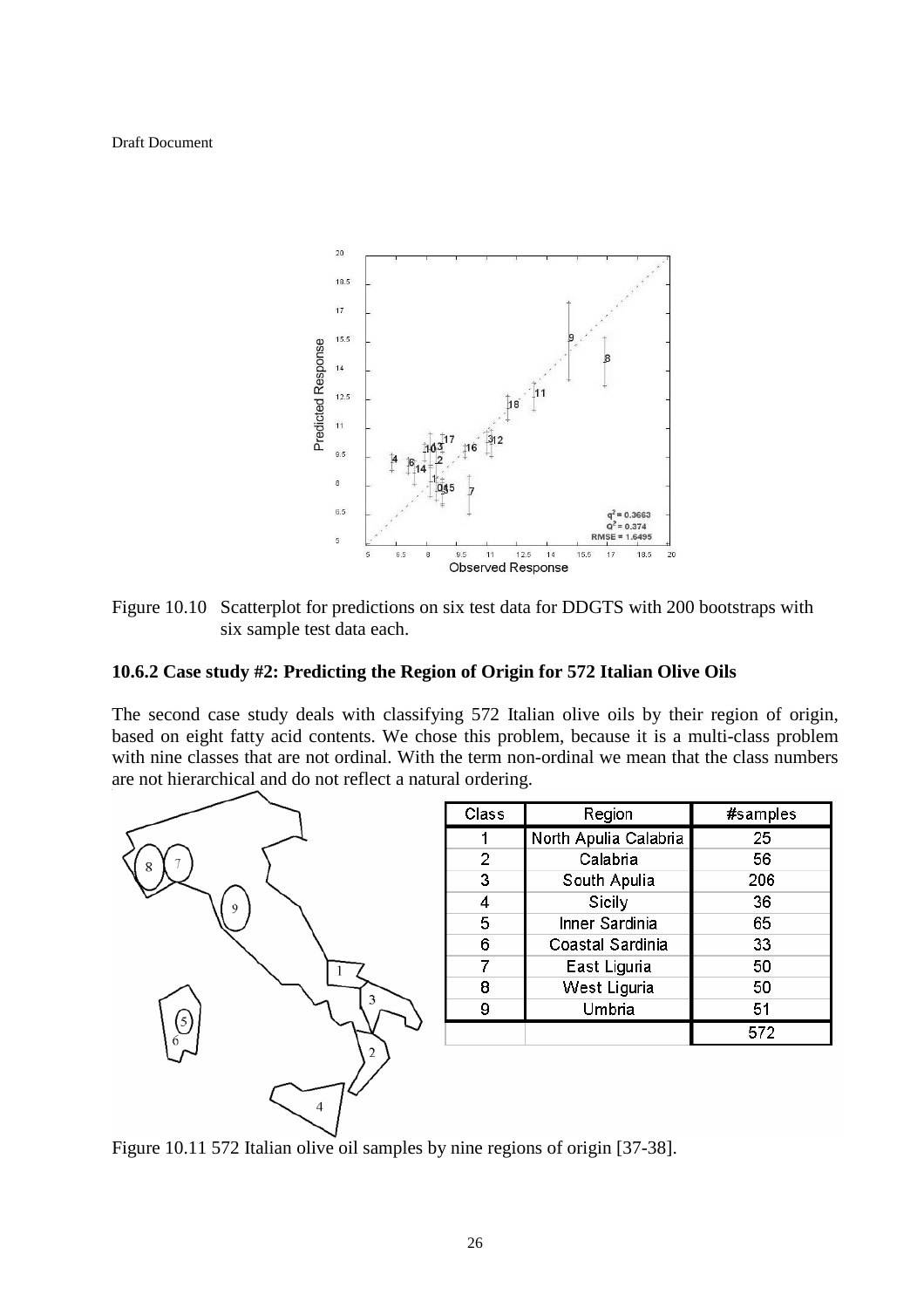Figure 10.10 Scatterplot for predictions on six test data for DDGTS with 200 bootstraps with six sample test data each.

### 10.6.2 Case study #2: Predicting the Region of Origin for 572 Italian Olive Oils

The second case study deals with classifying 572 Italian olive oils by their region of origin, based on eight fatty acid contents. We chose this problem, because it is a multi-class problem with nine classes that are not ordinal. With the term non-ordinal we mean that the class numbers are not hierarchical and do not reflect a natural ordering.

| Class | Region | #samples |
|---|---|---|
| 1 | North Apulia Calabria | 25 |
| 2 | Calabria | 56 |
| 3 | South Apulia | 206 |
| 4 | Sicily | 36 |
| 5 | Inner Sardinia | 65 |
| 6 | Coastal Sardinia | 33 |
| 7 | East Liguria | 50 |
| 8 | West Liguria | 50 |
| 9 | Umbria | 51 |
| | | 572 |

Figure 10.11 572 Italian olive oil samples by nine regions of origin [37-38].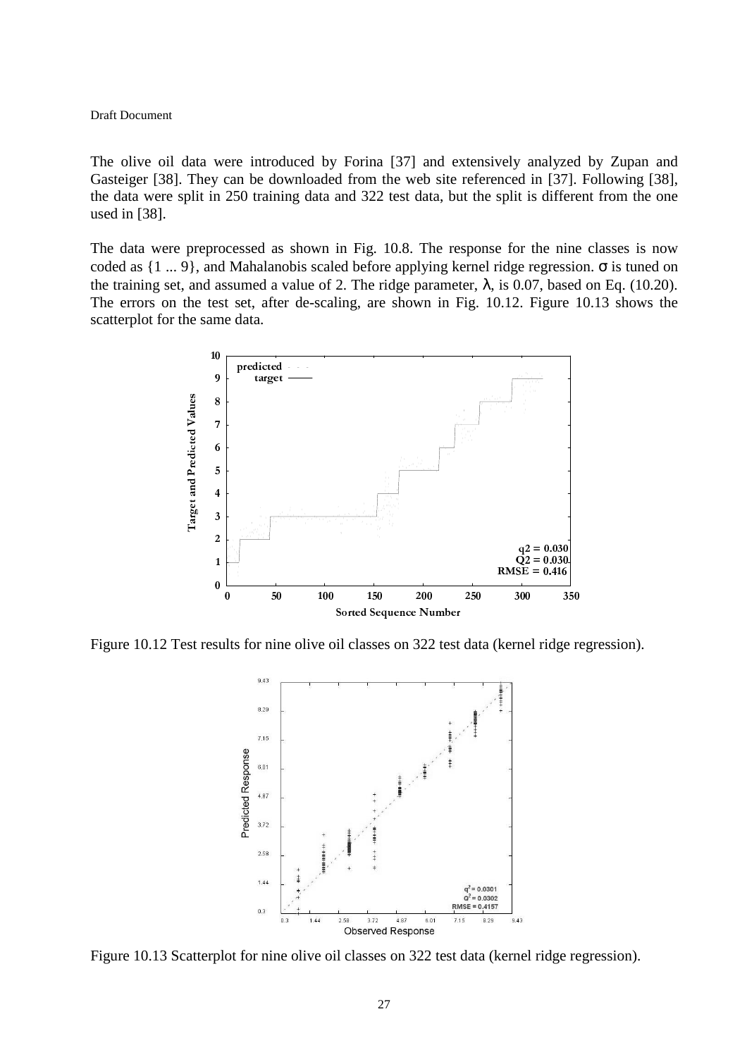The olive oil data were introduced by Forina [37] and extensively analyzed by Zupan and Gasteiger [38]. They can be downloaded from the web site referenced in [37]. Following [38], the data were split in 250 training data and 322 test data, but the split is different from the one used in [38].

The data were preprocessed as shown in Fig. 10.8. The response for the nine classes is now coded as {1 ... 9}, and Mahalanobis scaled before applying kernel ridge regression. $\sigma$ is tuned on the training set, and assumed a value of 2. The ridge parameter, $\lambda$, is 0.07, based on Eq. (10.20). The errors on the test set, after de-scaling, are shown in Fig. 10.12. Figure 10.13 shows the scatterplot for the same data.

Figure 10.12 Test results for nine olive oil classes on 322 test data (kernel ridge regression).

Figure 10.13 Scatterplot for nine olive oil classes on 322 test data (kernel ridge regression).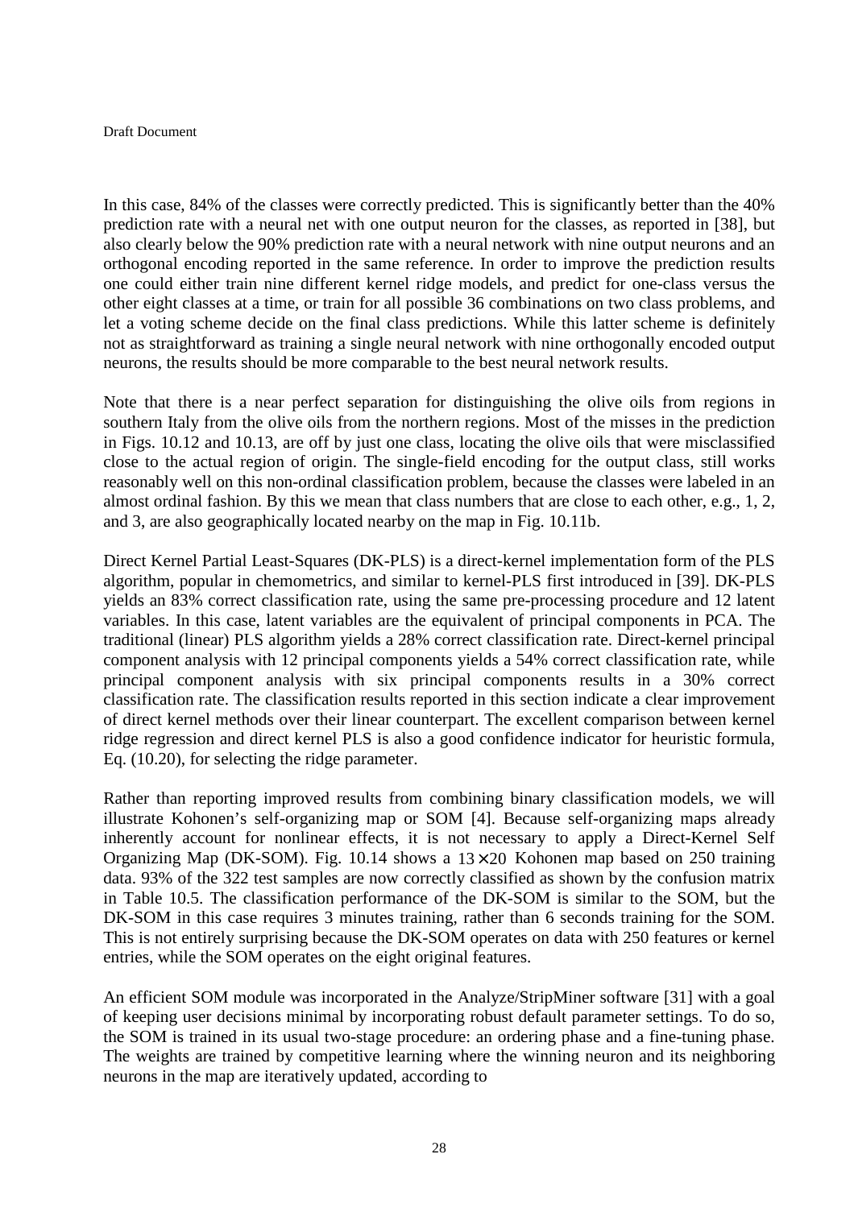In this case, 84% of the classes were correctly predicted. This is significantly better than the 40% prediction rate with a neural net with one output neuron for the classes, as reported in [38], but also clearly below the 90% prediction rate with a neural network with nine output neurons and an orthogonal encoding reported in the same reference. In order to improve the prediction results one could either train nine different kernel ridge models, and predict for one-class versus the other eight classes at a time, or train for all possible 36 combinations on two class problems, and let a voting scheme decide on the final class predictions. While this latter scheme is definitely not as straightforward as training a single neural network with nine orthogonally encoded output neurons, the results should be more comparable to the best neural network results.

Note that there is a near perfect separation for distinguishing the olive oils from regions in southern Italy from the olive oils from the northern regions. Most of the misses in the prediction in Figs. 10.12 and 10.13, are off by just one class, locating the olive oils that were misclassified close to the actual region of origin. The single-field encoding for the output class, still works reasonably well on this non-ordinal classification problem, because the classes were labeled in an almost ordinal fashion. By this we mean that class numbers that are close to each other, e.g., 1, 2, and 3, are also geographically located nearby on the map in Fig. 10.11b.

Direct Kernel Partial Least-Squares (DK-PLS) is a direct-kernel implementation form of the PLS algorithm, popular in chemometrics, and similar to kernel-PLS first introduced in [39]. DK-PLS yields an 83% correct classification rate, using the same pre-processing procedure and 12 latent variables. In this case, latent variables are the equivalent of principal components in PCA. The traditional (linear) PLS algorithm yields a 28% correct classification rate. Direct-kernel principal component analysis with 12 principal components yields a 54% correct classification rate, while principal component analysis with six principal components results in a 30% correct classification rate. The classification results reported in this section indicate a clear improvement of direct kernel methods over their linear counterpart. The excellent comparison between kernel ridge regression and direct kernel PLS is also a good confidence indicator for heuristic formula, Eq. (10.20), for selecting the ridge parameter.

Rather than reporting improved results from combining binary classification models, we will illustrate Kohonen's self-organizing map or SOM [4]. Because self-organizing maps already inherently account for nonlinear effects, it is not necessary to apply a Direct-Kernel Self Organizing Map (DK-SOM). Fig. 10.14 shows a $13 \times 20$ Kohonen map based on 250 training data. 93% of the 322 test samples are now correctly classified as shown by the confusion matrix in Table 10.5. The classification performance of the DK-SOM is similar to the SOM, but the DK-SOM in this case requires 3 minutes training, rather than 6 seconds training for the SOM. This is not entirely surprising because the DK-SOM operates on data with 250 features or kernel entries, while the SOM operates on the eight original features.

An efficient SOM module was incorporated in the Analyze/StripMiner software [31] with a goal of keeping user decisions minimal by incorporating robust default parameter settings. To do so, the SOM is trained in its usual two-stage procedure: an ordering phase and a fine-tuning phase. The weights are trained by competitive learning where the winning neuron and its neighboring neurons in the map are iteratively updated, according to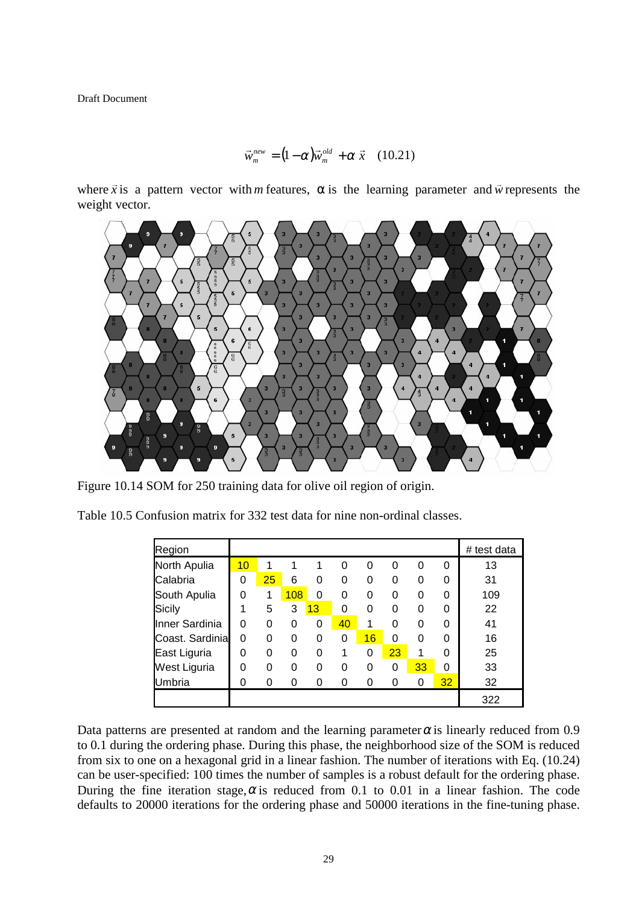Draft Document

$$\vec{w}_m^{new} = (1-\alpha)\vec{w}_m^{old} + \alpha\,\vec{x} \quad (10.21)$$

where $\vec{x}$ is a pattern vector with $m$ features, $\alpha$ is the learning parameter and $\vec{w}$ represents the weight vector.

Figure 10.14 SOM for 250 training data for olive oil region of origin.

Table 10.5 Confusion matrix for 332 test data for nine non-ordinal classes.

| Region | | | | | | | | | | # test data |
|---|---|---|---|---|---|---|---|---|---|---|
| North Apulia | 10 | 1 | 1 | 1 | 0 | 0 | 0 | 0 | 0 | 13 |
| Calabria | 0 | 25 | 6 | 0 | 0 | 0 | 0 | 0 | 0 | 31 |
| South Apulia | 0 | 1 | 108 | 0 | 0 | 0 | 0 | 0 | 0 | 109 |
| Sicily | 1 | 5 | 3 | 13 | 0 | 0 | 0 | 0 | 0 | 22 |
| Inner Sardinia | 0 | 0 | 0 | 0 | 40 | 1 | 0 | 0 | 0 | 41 |
| Coast. Sardinia | 0 | 0 | 0 | 0 | 0 | 16 | 0 | 0 | 0 | 16 |
| East Liguria | 0 | 0 | 0 | 0 | 1 | 0 | 23 | 1 | 0 | 25 |
| West Liguria | 0 | 0 | 0 | 0 | 0 | 0 | 0 | 33 | 0 | 33 |
| Umbria | 0 | 0 | 0 | 0 | 0 | 0 | 0 | 0 | 32 | 32 |
| | | | | | | | | | | 322 |

Data patterns are presented at random and the learning parameter $\alpha$ is linearly reduced from 0.9 to 0.1 during the ordering phase. During this phase, the neighborhood size of the SOM is reduced from six to one on a hexagonal grid in a linear fashion. The number of iterations with Eq. (10.24) can be user-specified: 100 times the number of samples is a robust default for the ordering phase. During the fine iteration stage, $\alpha$ is reduced from 0.1 to 0.01 in a linear fashion. The code defaults to 20000 iterations for the ordering phase and 50000 iterations in the fine-tuning phase.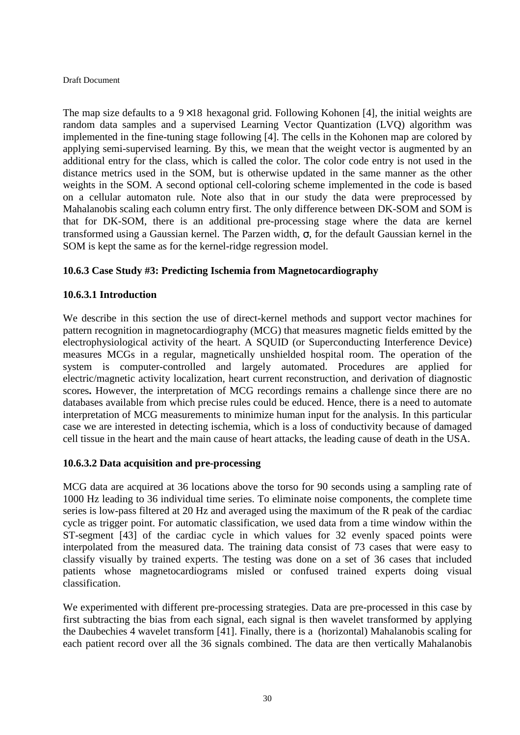The map size defaults to a $9 \times 18$ hexagonal grid. Following Kohonen [4], the initial weights are random data samples and a supervised Learning Vector Quantization (LVQ) algorithm was implemented in the fine-tuning stage following [4]. The cells in the Kohonen map are colored by applying semi-supervised learning. By this, we mean that the weight vector is augmented by an additional entry for the class, which is called the color. The color code entry is not used in the distance metrics used in the SOM, but is otherwise updated in the same manner as the other weights in the SOM. A second optional cell-coloring scheme implemented in the code is based on a cellular automaton rule. Note also that in our study the data were preprocessed by Mahalanobis scaling each column entry first. The only difference between DK-SOM and SOM is that for DK-SOM, there is an additional pre-processing stage where the data are kernel transformed using a Gaussian kernel. The Parzen width, $\sigma$, for the default Gaussian kernel in the SOM is kept the same as for the kernel-ridge regression model.

### 10.6.3 Case Study #3: Predicting Ischemia from Magnetocardiography

#### 10.6.3.1 Introduction

We describe in this section the use of direct-kernel methods and support vector machines for pattern recognition in magnetocardiography (MCG) that measures magnetic fields emitted by the electrophysiological activity of the heart. A SQUID (or Superconducting Interference Device) measures MCGs in a regular, magnetically unshielded hospital room. The operation of the system is computer-controlled and largely automated. Procedures are applied for electric/magnetic activity localization, heart current reconstruction, and derivation of diagnostic scores**.** However, the interpretation of MCG recordings remains a challenge since there are no databases available from which precise rules could be educed. Hence, there is a need to automate interpretation of MCG measurements to minimize human input for the analysis. In this particular case we are interested in detecting ischemia, which is a loss of conductivity because of damaged cell tissue in the heart and the main cause of heart attacks, the leading cause of death in the USA.

#### 10.6.3.2 Data acquisition and pre-processing

MCG data are acquired at 36 locations above the torso for 90 seconds using a sampling rate of 1000 Hz leading to 36 individual time series. To eliminate noise components, the complete time series is low-pass filtered at 20 Hz and averaged using the maximum of the R peak of the cardiac cycle as trigger point. For automatic classification, we used data from a time window within the ST-segment [43] of the cardiac cycle in which values for 32 evenly spaced points were interpolated from the measured data. The training data consist of 73 cases that were easy to classify visually by trained experts. The testing was done on a set of 36 cases that included patients whose magnetocardiograms misled or confused trained experts doing visual classification.

We experimented with different pre-processing strategies. Data are pre-processed in this case by first subtracting the bias from each signal, each signal is then wavelet transformed by applying the Daubechies 4 wavelet transform [41]. Finally, there is a (horizontal) Mahalanobis scaling for each patient record over all the 36 signals combined. The data are then vertically Mahalanobis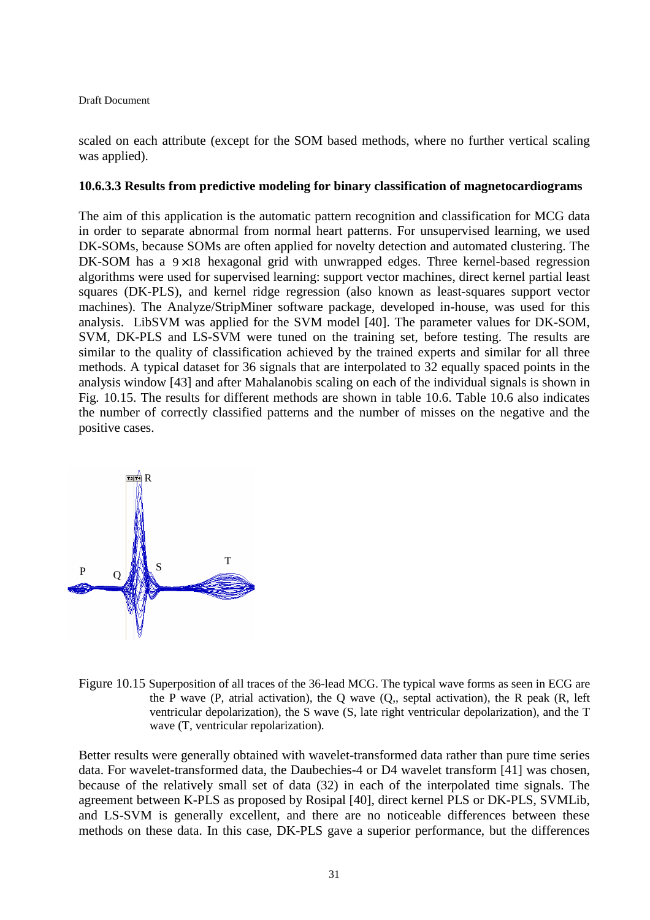scaled on each attribute (except for the SOM based methods, where no further vertical scaling was applied).

#### 10.6.3.3 Results from predictive modeling for binary classification of magnetocardiograms

The aim of this application is the automatic pattern recognition and classification for MCG data in order to separate abnormal from normal heart patterns. For unsupervised learning, we used DK-SOMs, because SOMs are often applied for novelty detection and automated clustering. The DK-SOM has a $9 \times 18$ hexagonal grid with unwrapped edges. Three kernel-based regression algorithms were used for supervised learning: support vector machines, direct kernel partial least squares (DK-PLS), and kernel ridge regression (also known as least-squares support vector machines). The Analyze/StripMiner software package, developed in-house, was used for this analysis. LibSVM was applied for the SVM model [40]. The parameter values for DK-SOM, SVM, DK-PLS and LS-SVM were tuned on the training set, before testing. The results are similar to the quality of classification achieved by the trained experts and similar for all three methods. A typical dataset for 36 signals that are interpolated to 32 equally spaced points in the analysis window [43] and after Mahalanobis scaling on each of the individual signals is shown in Fig. 10.15. The results for different methods are shown in table 10.6. Table 10.6 also indicates the number of correctly classified patterns and the number of misses on the negative and the positive cases.

Figure 10.15 Superposition of all traces of the 36-lead MCG. The typical wave forms as seen in ECG are the P wave (P, atrial activation), the Q wave (Q,, septal activation), the R peak (R, left ventricular depolarization), the S wave (S, late right ventricular depolarization), and the T wave (T, ventricular repolarization).

Better results were generally obtained with wavelet-transformed data rather than pure time series data. For wavelet-transformed data, the Daubechies-4 or D4 wavelet transform [41] was chosen, because of the relatively small set of data (32) in each of the interpolated time signals. The agreement between K-PLS as proposed by Rosipal [40], direct kernel PLS or DK-PLS, SVMLib, and LS-SVM is generally excellent, and there are no noticeable differences between these methods on these data. In this case, DK-PLS gave a superior performance, but the differences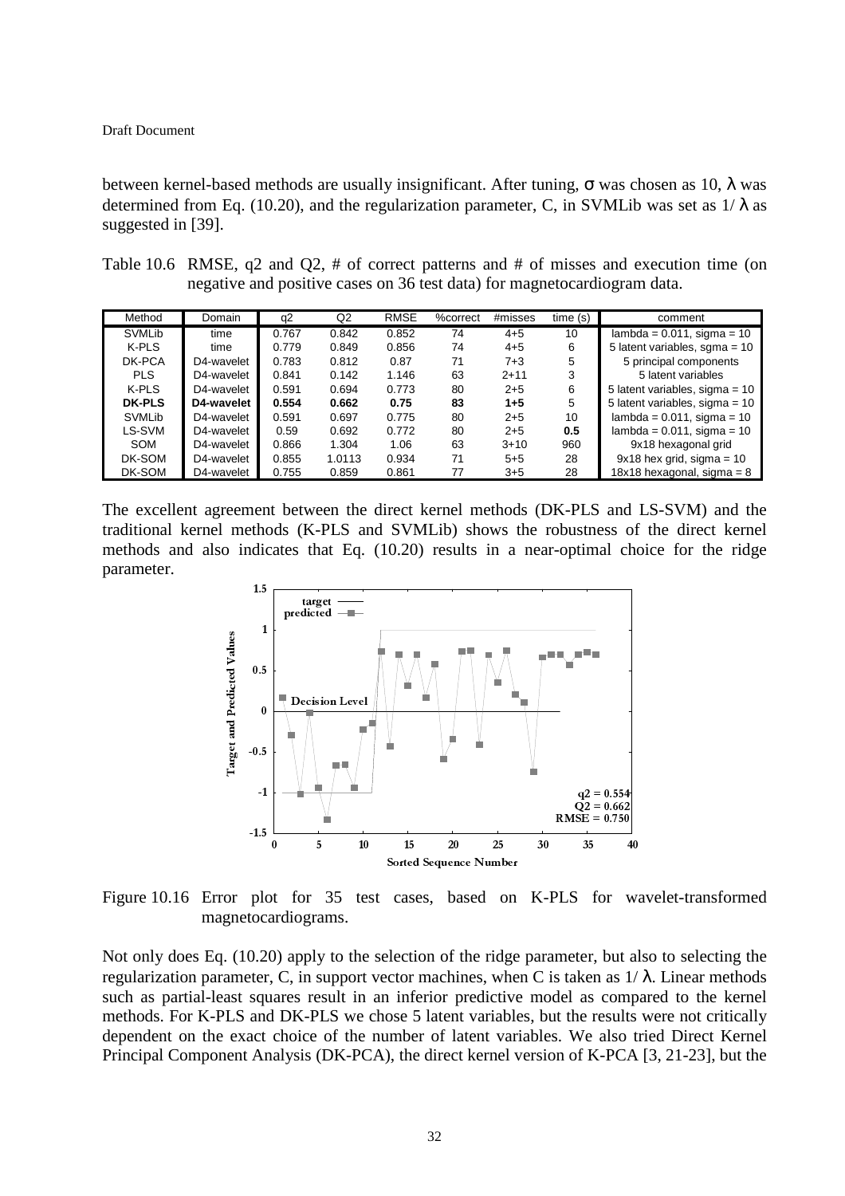between kernel-based methods are usually insignificant. After tuning, $\sigma$ was chosen as 10, $\lambda$ was determined from Eq. (10.20), and the regularization parameter, C, in SVMLib was set as $1/\lambda$ as suggested in [39].

Table 10.6 RMSE, q2 and Q2, # of correct patterns and # of misses and execution time (on negative and positive cases on 36 test data) for magnetocardiogram data.

| Method | Domain | q2 | Q2 | RMSE | %correct | #misses | time (s) | comment |
|---|---|---|---|---|---|---|---|---|
| SVMLib | time | 0.767 | 0.842 | 0.852 | 74 | 4+5 | 10 | lambda = 0.011, sigma = 10 |
| K-PLS | time | 0.779 | 0.849 | 0.856 | 74 | 4+5 | 6 | 5 latent variables, sgma = 10 |
| DK-PCA | D4-wavelet | 0.783 | 0.812 | 0.87 | 71 | 7+3 | 5 | 5 principal components |
| PLS | D4-wavelet | 0.841 | 0.142 | 1.146 | 63 | 2+11 | 3 | 5 latent variables |
| K-PLS | D4-wavelet | 0.591 | 0.694 | 0.773 | 80 | 2+5 | 6 | 5 latent variables, sigma = 10 |
| **DK-PLS** | **D4-wavelet** | **0.554** | **0.662** | **0.75** | **83** | **1+5** | 5 | 5 latent variables, sigma = 10 |
| SVMLib | D4-wavelet | 0.591 | 0.697 | 0.775 | 80 | 2+5 | 10 | lambda = 0.011, sigma = 10 |
| LS-SVM | D4-wavelet | 0.59 | 0.692 | 0.772 | 80 | 2+5 | **0.5** | lambda = 0.011, sigma = 10 |
| SOM | D4-wavelet | 0.866 | 1.304 | 1.06 | 63 | 3+10 | 960 | 9x18 hexagonal grid |
| DK-SOM | D4-wavelet | 0.855 | 1.0113 | 0.934 | 71 | 5+5 | 28 | 9x18 hex grid, sigma = 10 |
| DK-SOM | D4-wavelet | 0.755 | 0.859 | 0.861 | 77 | 3+5 | 28 | 18x18 hexagonal, sigma = 8 |

The excellent agreement between the direct kernel methods (DK-PLS and LS-SVM) and the traditional kernel methods (K-PLS and SVMLib) shows the robustness of the direct kernel methods and also indicates that Eq. (10.20) results in a near-optimal choice for the ridge parameter.

Figure 10.16 Error plot for 35 test cases, based on K-PLS for wavelet-transformed magnetocardiograms.

Not only does Eq. (10.20) apply to the selection of the ridge parameter, but also to selecting the regularization parameter, C, in support vector machines, when C is taken as $1/\lambda$. Linear methods such as partial-least squares result in an inferior predictive model as compared to the kernel methods. For K-PLS and DK-PLS we chose 5 latent variables, but the results were not critically dependent on the exact choice of the number of latent variables. We also tried Direct Kernel Principal Component Analysis (DK-PCA), the direct kernel version of K-PCA [3, 21-23], but the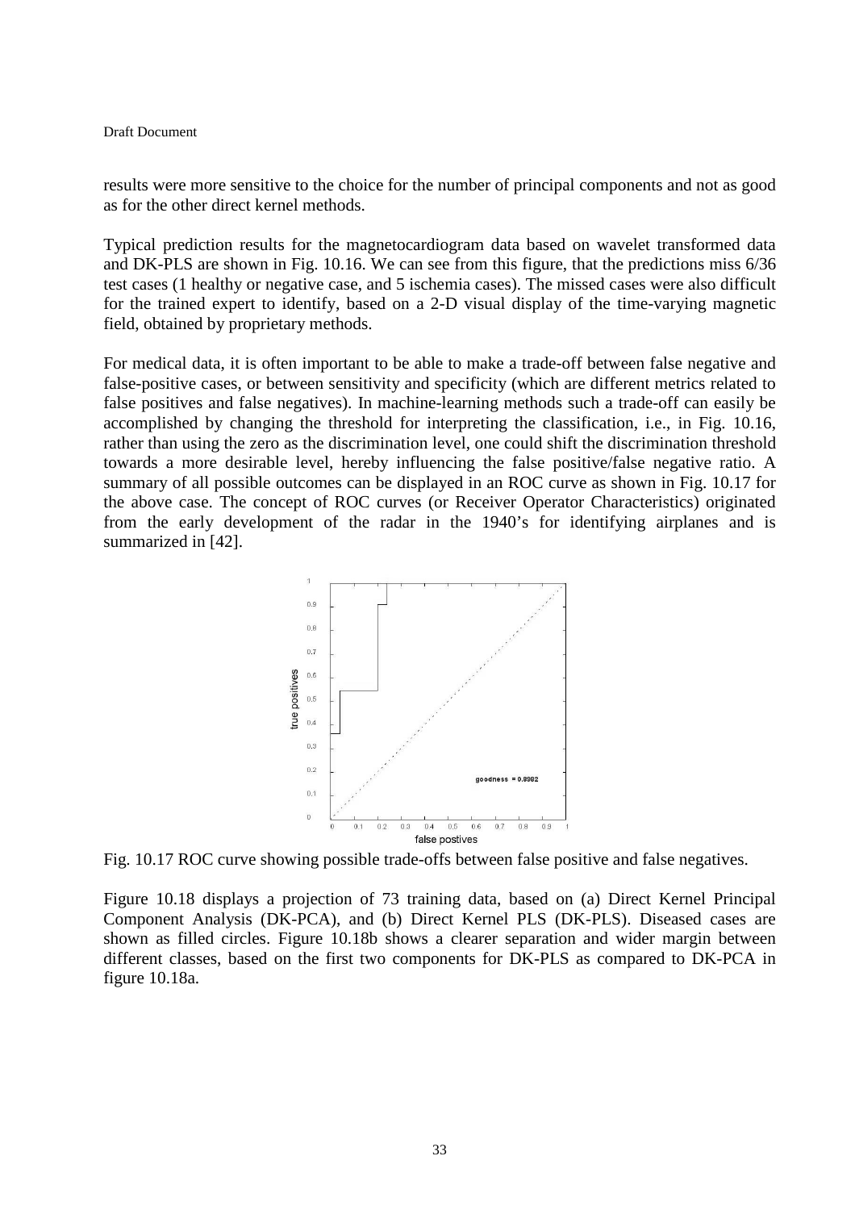results were more sensitive to the choice for the number of principal components and not as good as for the other direct kernel methods.

Typical prediction results for the magnetocardiogram data based on wavelet transformed data and DK-PLS are shown in Fig. 10.16. We can see from this figure, that the predictions miss 6/36 test cases (1 healthy or negative case, and 5 ischemia cases). The missed cases were also difficult for the trained expert to identify, based on a 2-D visual display of the time-varying magnetic field, obtained by proprietary methods.

For medical data, it is often important to be able to make a trade-off between false negative and false-positive cases, or between sensitivity and specificity (which are different metrics related to false positives and false negatives). In machine-learning methods such a trade-off can easily be accomplished by changing the threshold for interpreting the classification, i.e., in Fig. 10.16, rather than using the zero as the discrimination level, one could shift the discrimination threshold towards a more desirable level, hereby influencing the false positive/false negative ratio. A summary of all possible outcomes can be displayed in an ROC curve as shown in Fig. 10.17 for the above case. The concept of ROC curves (or Receiver Operator Characteristics) originated from the early development of the radar in the 1940's for identifying airplanes and is summarized in [42].

Fig. 10.17 ROC curve showing possible trade-offs between false positive and false negatives.

Figure 10.18 displays a projection of 73 training data, based on (a) Direct Kernel Principal Component Analysis (DK-PCA), and (b) Direct Kernel PLS (DK-PLS). Diseased cases are shown as filled circles. Figure 10.18b shows a clearer separation and wider margin between different classes, based on the first two components for DK-PLS as compared to DK-PCA in figure 10.18a.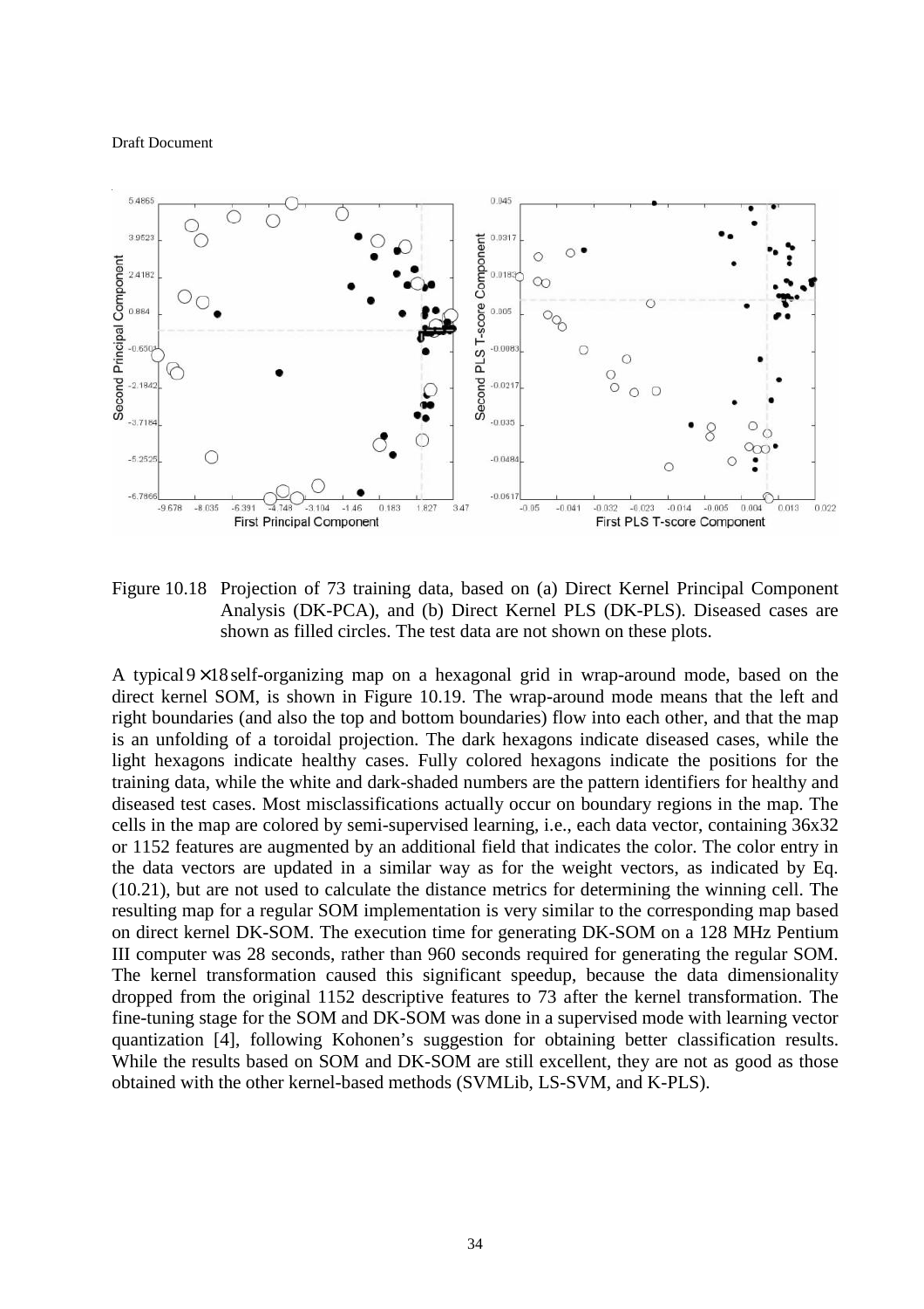Figure 10.18 Projection of 73 training data, based on (a) Direct Kernel Principal Component Analysis (DK-PCA), and (b) Direct Kernel PLS (DK-PLS). Diseased cases are shown as filled circles. The test data are not shown on these plots.

A typical $9 \times 18$ self-organizing map on a hexagonal grid in wrap-around mode, based on the direct kernel SOM, is shown in Figure 10.19. The wrap-around mode means that the left and right boundaries (and also the top and bottom boundaries) flow into each other, and that the map is an unfolding of a toroidal projection. The dark hexagons indicate diseased cases, while the light hexagons indicate healthy cases. Fully colored hexagons indicate the positions for the training data, while the white and dark-shaded numbers are the pattern identifiers for healthy and diseased test cases. Most misclassifications actually occur on boundary regions in the map. The cells in the map are colored by semi-supervised learning, i.e., each data vector, containing 36x32 or 1152 features are augmented by an additional field that indicates the color. The color entry in the data vectors are updated in a similar way as for the weight vectors, as indicated by Eq. (10.21), but are not used to calculate the distance metrics for determining the winning cell. The resulting map for a regular SOM implementation is very similar to the corresponding map based on direct kernel DK-SOM. The execution time for generating DK-SOM on a 128 MHz Pentium III computer was 28 seconds, rather than 960 seconds required for generating the regular SOM. The kernel transformation caused this significant speedup, because the data dimensionality dropped from the original 1152 descriptive features to 73 after the kernel transformation. The fine-tuning stage for the SOM and DK-SOM was done in a supervised mode with learning vector quantization [4], following Kohonen's suggestion for obtaining better classification results. While the results based on SOM and DK-SOM are still excellent, they are not as good as those obtained with the other kernel-based methods (SVMLib, LS-SVM, and K-PLS).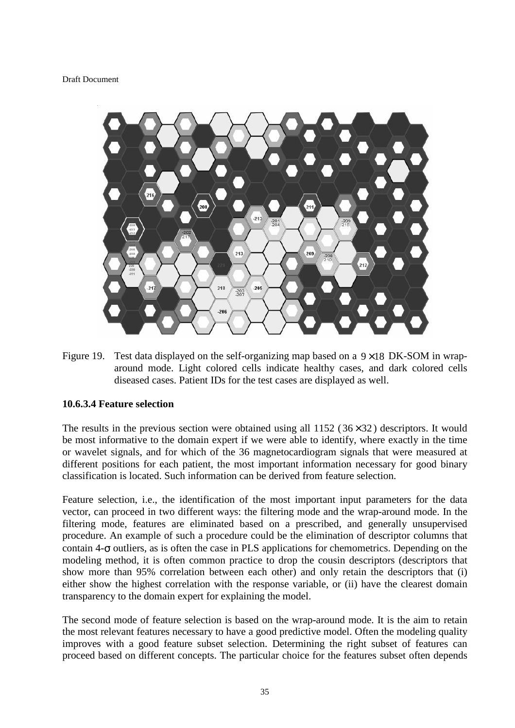Figure 19. Test data displayed on the self-organizing map based on a $9 \times 18$ DK-SOM in wrap-around mode. Light colored cells indicate healthy cases, and dark colored cells diseased cases. Patient IDs for the test cases are displayed as well.

#### 10.6.3.4 Feature selection

The results in the previous section were obtained using all 1152 ($36 \times 32$) descriptors. It would be most informative to the domain expert if we were able to identify, where exactly in the time or wavelet signals, and for which of the 36 magnetocardiogram signals that were measured at different positions for each patient, the most important information necessary for good binary classification is located. Such information can be derived from feature selection.

Feature selection, i.e., the identification of the most important input parameters for the data vector, can proceed in two different ways: the filtering mode and the wrap-around mode. In the filtering mode, features are eliminated based on a prescribed, and generally unsupervised procedure. An example of such a procedure could be the elimination of descriptor columns that contain 4-$\sigma$ outliers, as is often the case in PLS applications for chemometrics. Depending on the modeling method, it is often common practice to drop the cousin descriptors (descriptors that show more than 95% correlation between each other) and only retain the descriptors that (i) either show the highest correlation with the response variable, or (ii) have the clearest domain transparency to the domain expert for explaining the model.

The second mode of feature selection is based on the wrap-around mode. It is the aim to retain the most relevant features necessary to have a good predictive model. Often the modeling quality improves with a good feature subset selection. Determining the right subset of features can proceed based on different concepts. The particular choice for the features subset often depends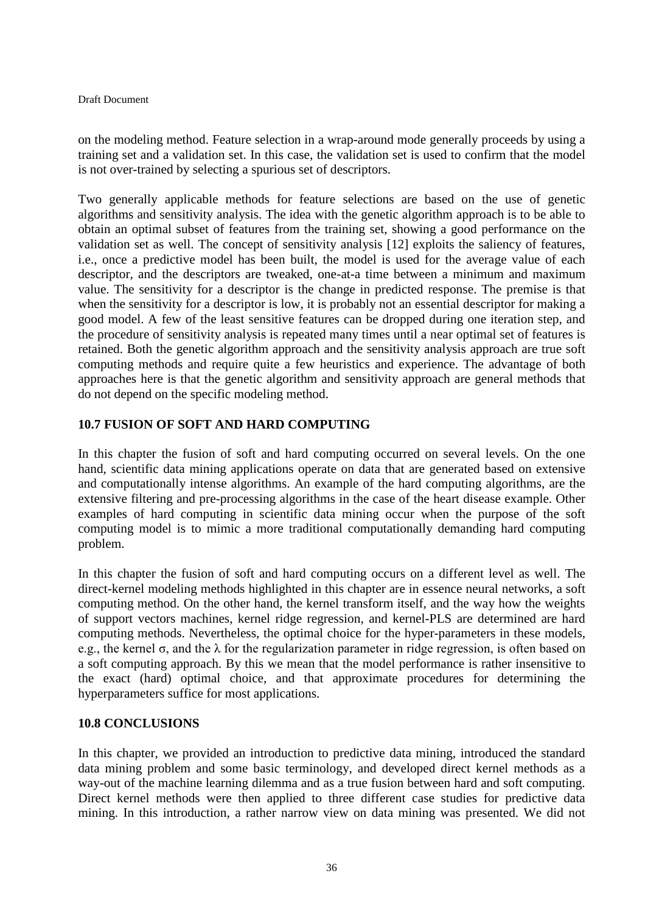on the modeling method. Feature selection in a wrap-around mode generally proceeds by using a training set and a validation set. In this case, the validation set is used to confirm that the model is not over-trained by selecting a spurious set of descriptors.

Two generally applicable methods for feature selections are based on the use of genetic algorithms and sensitivity analysis. The idea with the genetic algorithm approach is to be able to obtain an optimal subset of features from the training set, showing a good performance on the validation set as well. The concept of sensitivity analysis [12] exploits the saliency of features, i.e., once a predictive model has been built, the model is used for the average value of each descriptor, and the descriptors are tweaked, one-at-a time between a minimum and maximum value. The sensitivity for a descriptor is the change in predicted response. The premise is that when the sensitivity for a descriptor is low, it is probably not an essential descriptor for making a good model. A few of the least sensitive features can be dropped during one iteration step, and the procedure of sensitivity analysis is repeated many times until a near optimal set of features is retained. Both the genetic algorithm approach and the sensitivity analysis approach are true soft computing methods and require quite a few heuristics and experience. The advantage of both approaches here is that the genetic algorithm and sensitivity approach are general methods that do not depend on the specific modeling method.

## 10.7 FUSION OF SOFT AND HARD COMPUTING

In this chapter the fusion of soft and hard computing occurred on several levels. On the one hand, scientific data mining applications operate on data that are generated based on extensive and computationally intense algorithms. An example of the hard computing algorithms, are the extensive filtering and pre-processing algorithms in the case of the heart disease example. Other examples of hard computing in scientific data mining occur when the purpose of the soft computing model is to mimic a more traditional computationally demanding hard computing problem.

In this chapter the fusion of soft and hard computing occurs on a different level as well. The direct-kernel modeling methods highlighted in this chapter are in essence neural networks, a soft computing method. On the other hand, the kernel transform itself, and the way how the weights of support vectors machines, kernel ridge regression, and kernel-PLS are determined are hard computing methods. Nevertheless, the optimal choice for the hyper-parameters in these models, e.g., the kernel $\sigma$, and the $\lambda$ for the regularization parameter in ridge regression, is often based on a soft computing approach. By this we mean that the model performance is rather insensitive to the exact (hard) optimal choice, and that approximate procedures for determining the hyperparameters suffice for most applications.

## 10.8 CONCLUSIONS

In this chapter, we provided an introduction to predictive data mining, introduced the standard data mining problem and some basic terminology, and developed direct kernel methods as a way-out of the machine learning dilemma and as a true fusion between hard and soft computing. Direct kernel methods were then applied to three different case studies for predictive data mining. In this introduction, a rather narrow view on data mining was presented. We did not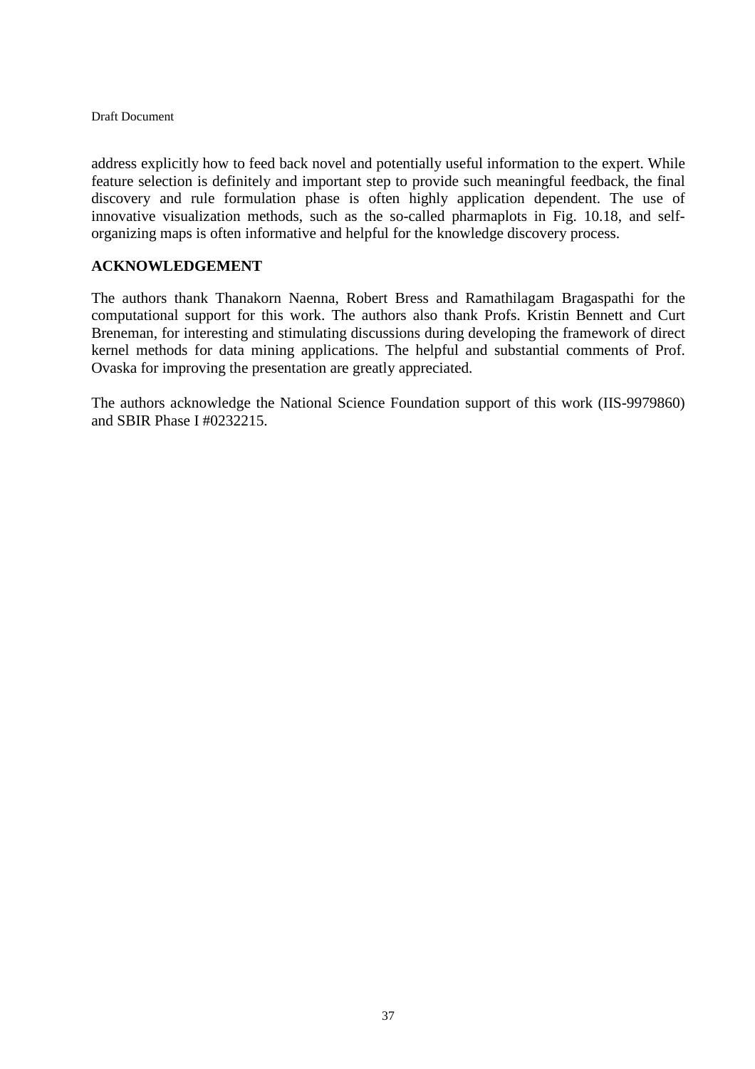address explicitly how to feed back novel and potentially useful information to the expert. While feature selection is definitely and important step to provide such meaningful feedback, the final discovery and rule formulation phase is often highly application dependent. The use of innovative visualization methods, such as the so-called pharmaplots in Fig. 10.18, and self-organizing maps is often informative and helpful for the knowledge discovery process.

## ACKNOWLEDGEMENT

The authors thank Thanakorn Naenna, Robert Bress and Ramathilagam Bragaspathi for the computational support for this work. The authors also thank Profs. Kristin Bennett and Curt Breneman, for interesting and stimulating discussions during developing the framework of direct kernel methods for data mining applications. The helpful and substantial comments of Prof. Ovaska for improving the presentation are greatly appreciated.

The authors acknowledge the National Science Foundation support of this work (IIS-9979860) and SBIR Phase I #0232215.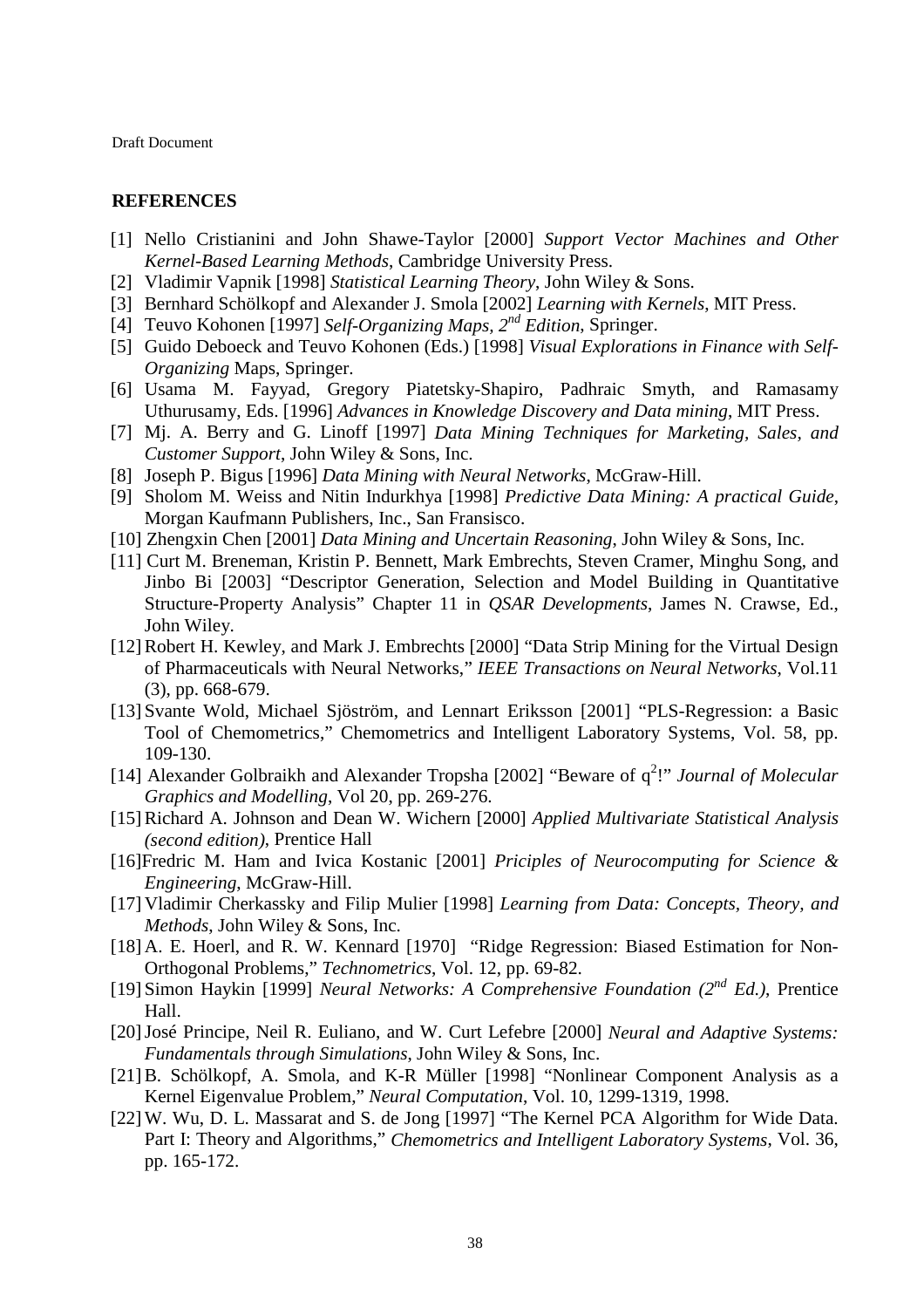## REFERENCES

[1] Nello Cristianini and John Shawe-Taylor [2000] *Support Vector Machines and Other Kernel-Based Learning Methods*, Cambridge University Press.

[2] Vladimir Vapnik [1998] *Statistical Learning Theory*, John Wiley & Sons.

[3] Bernhard Schölkopf and Alexander J. Smola [2002] *Learning with Kernels*, MIT Press.

[4] Teuvo Kohonen [1997] *Self-Organizing Maps, 2nd Edition*, Springer.

[5] Guido Deboeck and Teuvo Kohonen (Eds.) [1998] *Visual Explorations in Finance with Self-Organizing* Maps, Springer.

[6] Usama M. Fayyad, Gregory Piatetsky-Shapiro, Padhraic Smyth, and Ramasamy Uthurusamy, Eds. [1996] *Advances in Knowledge Discovery and Data mining*, MIT Press.

[7] Mj. A. Berry and G. Linoff [1997] *Data Mining Techniques for Marketing, Sales, and Customer Support*, John Wiley & Sons, Inc.

[8] Joseph P. Bigus [1996] *Data Mining with Neural Networks*, McGraw-Hill.

[9] Sholom M. Weiss and Nitin Indurkhya [1998] *Predictive Data Mining: A practical Guide*, Morgan Kaufmann Publishers, Inc., San Fransisco.

[10] Zhengxin Chen [2001] *Data Mining and Uncertain Reasoning*, John Wiley & Sons, Inc.

[11] Curt M. Breneman, Kristin P. Bennett, Mark Embrechts, Steven Cramer, Minghu Song, and Jinbo Bi [2003] "Descriptor Generation, Selection and Model Building in Quantitative Structure-Property Analysis" Chapter 11 in *QSAR Developments*, James N. Crawse, Ed., John Wiley.

[12] Robert H. Kewley, and Mark J. Embrechts [2000] "Data Strip Mining for the Virtual Design of Pharmaceuticals with Neural Networks," *IEEE Transactions on Neural Networks*, Vol.11 (3), pp. 668-679.

[13] Svante Wold, Michael Sjöström, and Lennart Eriksson [2001] "PLS-Regression: a Basic Tool of Chemometrics," Chemometrics and Intelligent Laboratory Systems, Vol. 58, pp. 109-130.

[14] Alexander Golbraikh and Alexander Tropsha [2002] "Beware of $q^2$!" *Journal of Molecular Graphics and Modelling*, Vol 20, pp. 269-276.

[15] Richard A. Johnson and Dean W. Wichern [2000] *Applied Multivariate Statistical Analysis (second edition)*, Prentice Hall

[16] Fredric M. Ham and Ivica Kostanic [2001] *Priciples of Neurocomputing for Science & Engineering*, McGraw-Hill.

[17] Vladimir Cherkassky and Filip Mulier [1998] *Learning from Data: Concepts, Theory, and Methods*, John Wiley & Sons, Inc.

[18] A. E. Hoerl, and R. W. Kennard [1970] "Ridge Regression: Biased Estimation for Non-Orthogonal Problems," *Technometrics*, Vol. 12, pp. 69-82.

[19] Simon Haykin [1999] *Neural Networks: A Comprehensive Foundation (2nd Ed.)*, Prentice Hall.

[20] José Principe, Neil R. Euliano, and W. Curt Lefebre [2000] *Neural and Adaptive Systems: Fundamentals through Simulations*, John Wiley & Sons, Inc.

[21] B. Schölkopf, A. Smola, and K-R Müller [1998] "Nonlinear Component Analysis as a Kernel Eigenvalue Problem," *Neural Computation*, Vol. 10, 1299-1319, 1998.

[22] W. Wu, D. L. Massarat and S. de Jong [1997] "The Kernel PCA Algorithm for Wide Data. Part I: Theory and Algorithms," *Chemometrics and Intelligent Laboratory Systems*, Vol. 36, pp. 165-172.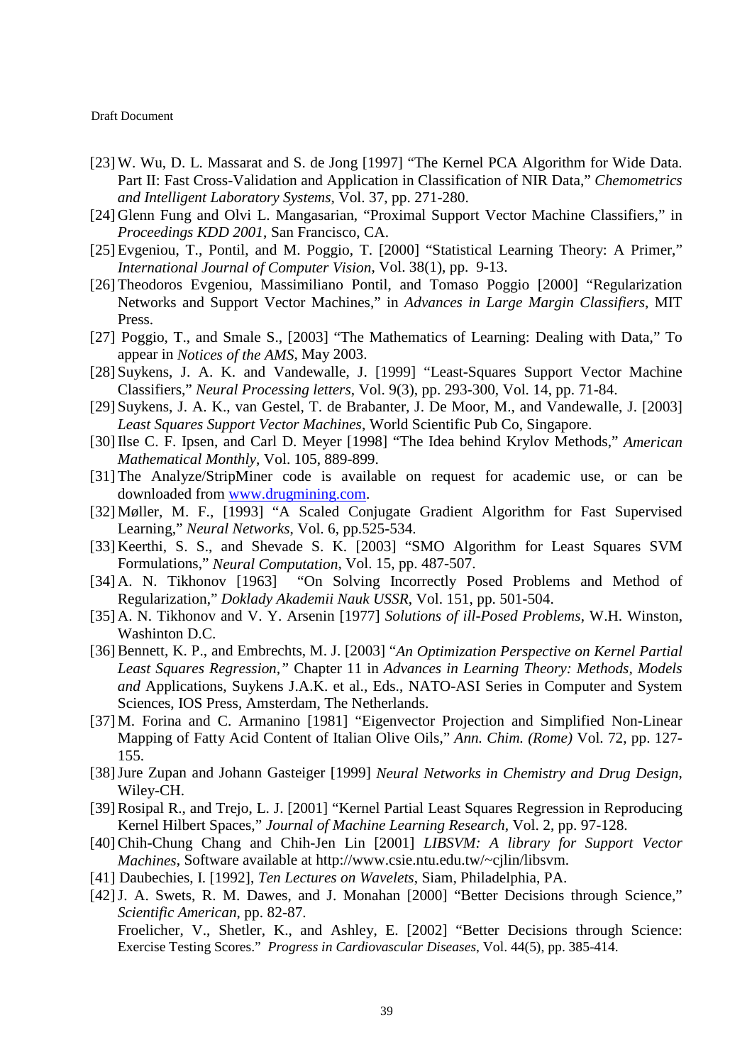[23] W. Wu, D. L. Massarat and S. de Jong [1997] "The Kernel PCA Algorithm for Wide Data. Part II: Fast Cross-Validation and Application in Classification of NIR Data," *Chemometrics and Intelligent Laboratory Systems*, Vol. 37, pp. 271-280.

[24] Glenn Fung and Olvi L. Mangasarian, "Proximal Support Vector Machine Classifiers," in *Proceedings KDD 2001*, San Francisco, CA.

[25] Evgeniou, T., Pontil, and M. Poggio, T. [2000] "Statistical Learning Theory: A Primer," *International Journal of Computer Vision*, Vol. 38(1), pp. 9-13.

[26] Theodoros Evgeniou, Massimiliano Pontil, and Tomaso Poggio [2000] "Regularization Networks and Support Vector Machines," in *Advances in Large Margin Classifiers*, MIT Press.

[27] Poggio, T., and Smale S., [2003] "The Mathematics of Learning: Dealing with Data," To appear in *Notices of the AMS*, May 2003.

[28] Suykens, J. A. K. and Vandewalle, J. [1999] "Least-Squares Support Vector Machine Classifiers," *Neural Processing letters*, Vol. 9(3), pp. 293-300, Vol. 14, pp. 71-84.

[29] Suykens, J. A. K., van Gestel, T. de Brabanter, J. De Moor, M., and Vandewalle, J. [2003] *Least Squares Support Vector Machines*, World Scientific Pub Co, Singapore.

[30] Ilse C. F. Ipsen, and Carl D. Meyer [1998] "The Idea behind Krylov Methods," *American Mathematical Monthly*, Vol. 105, 889-899.

[31] The Analyze/StripMiner code is available on request for academic use, or can be downloaded from www.drugmining.com.

[32] Møller, M. F., [1993] "A Scaled Conjugate Gradient Algorithm for Fast Supervised Learning," *Neural Networks*, Vol. 6, pp.525-534.

[33] Keerthi, S. S., and Shevade S. K. [2003] "SMO Algorithm for Least Squares SVM Formulations," *Neural Computation*, Vol. 15, pp. 487-507.

[34] A. N. Tikhonov [1963] "On Solving Incorrectly Posed Problems and Method of Regularization," *Doklady Akademii Nauk USSR*, Vol. 151, pp. 501-504.

[35] A. N. Tikhonov and V. Y. Arsenin [1977] *Solutions of ill-Posed Problems*, W.H. Winston, Washinton D.C.

[36] Bennett, K. P., and Embrechts, M. J. [2003] "*An Optimization Perspective on Kernel Partial Least Squares Regression,"* Chapter 11 in *Advances in Learning Theory: Methods, Models and* Applications, Suykens J.A.K. et al., Eds., NATO-ASI Series in Computer and System Sciences, IOS Press, Amsterdam, The Netherlands.

[37] M. Forina and C. Armanino [1981] "Eigenvector Projection and Simplified Non-Linear Mapping of Fatty Acid Content of Italian Olive Oils," *Ann. Chim. (Rome)* Vol. 72, pp. 127-155.

[38] Jure Zupan and Johann Gasteiger [1999] *Neural Networks in Chemistry and Drug Design*, Wiley-CH.

[39] Rosipal R., and Trejo, L. J. [2001] "Kernel Partial Least Squares Regression in Reproducing Kernel Hilbert Spaces," *Journal of Machine Learning Research*, Vol. 2, pp. 97-128.

[40] Chih-Chung Chang and Chih-Jen Lin [2001] *LIBSVM: A library for Support Vector Machines*, Software available at http://www.csie.ntu.edu.tw/~cjlin/libsvm.

[41] Daubechies, I. [1992], *Ten Lectures on Wavelets*, Siam, Philadelphia, PA.

[42] J. A. Swets, R. M. Dawes, and J. Monahan [2000] "Better Decisions through Science," *Scientific American*, pp. 82-87.

Froelicher, V., Shetler, K., and Ashley, E. [2002] "Better Decisions through Science: Exercise Testing Scores." *Progress in Cardiovascular Diseases*, Vol. 44(5), pp. 385-414.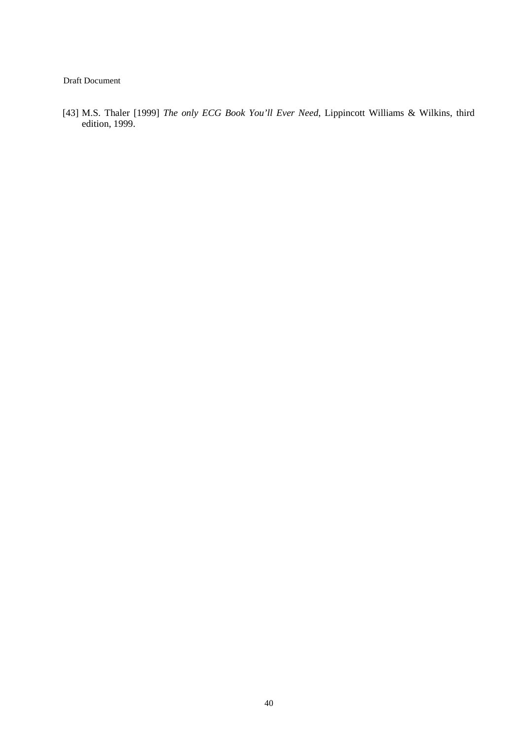[43] M.S. Thaler [1999] *The only ECG Book You'll Ever Need*, Lippincott Williams & Wilkins, third edition, 1999.